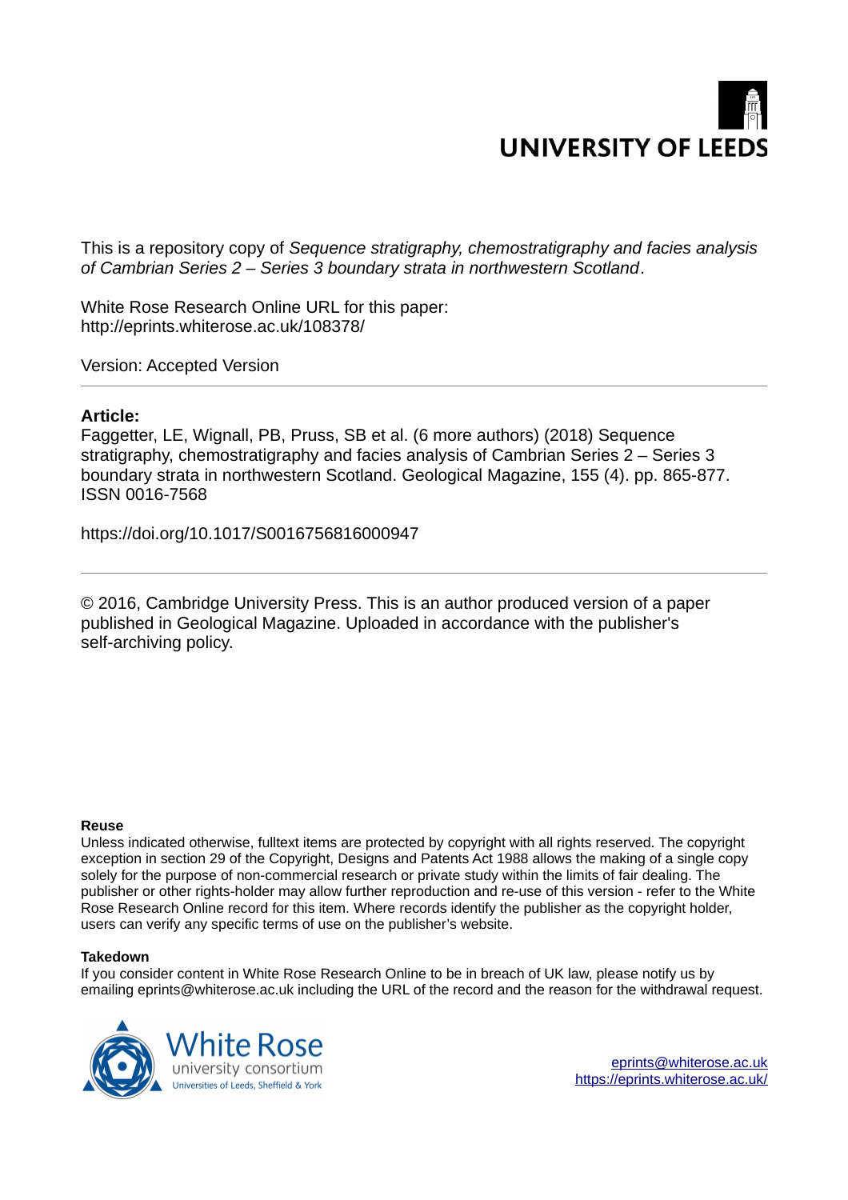UNIVERSITY OF LEEDS

This is a repository copy of *Sequence stratigraphy, chemostratigraphy and facies analysis of Cambrian Series 2 – Series 3 boundary strata in northwestern Scotland*.

White Rose Research Online URL for this paper:
http://eprints.whiterose.ac.uk/108378/

Version: Accepted Version

**Article:**

Faggetter, LE, Wignall, PB, Pruss, SB et al. (6 more authors) (2018) Sequence stratigraphy, chemostratigraphy and facies analysis of Cambrian Series 2 – Series 3 boundary strata in northwestern Scotland. Geological Magazine, 155 (4). pp. 865-877. ISSN 0016-7568

https://doi.org/10.1017/S0016756816000947

© 2016, Cambridge University Press. This is an author produced version of a paper published in Geological Magazine. Uploaded in accordance with the publisher's self-archiving policy.

**Reuse**

Unless indicated otherwise, fulltext items are protected by copyright with all rights reserved. The copyright exception in section 29 of the Copyright, Designs and Patents Act 1988 allows the making of a single copy solely for the purpose of non-commercial research or private study within the limits of fair dealing. The publisher or other rights-holder may allow further reproduction and re-use of this version - refer to the White Rose Research Online record for this item. Where records identify the publisher as the copyright holder, users can verify any specific terms of use on the publisher's website.

**Takedown**

If you consider content in White Rose Research Online to be in breach of UK law, please notify us by emailing eprints@whiterose.ac.uk including the URL of the record and the reason for the withdrawal request.

White Rose university consortium
Universities of Leeds, Sheffield & York

eprints@whiterose.ac.uk
https://eprints.whiterose.ac.uk/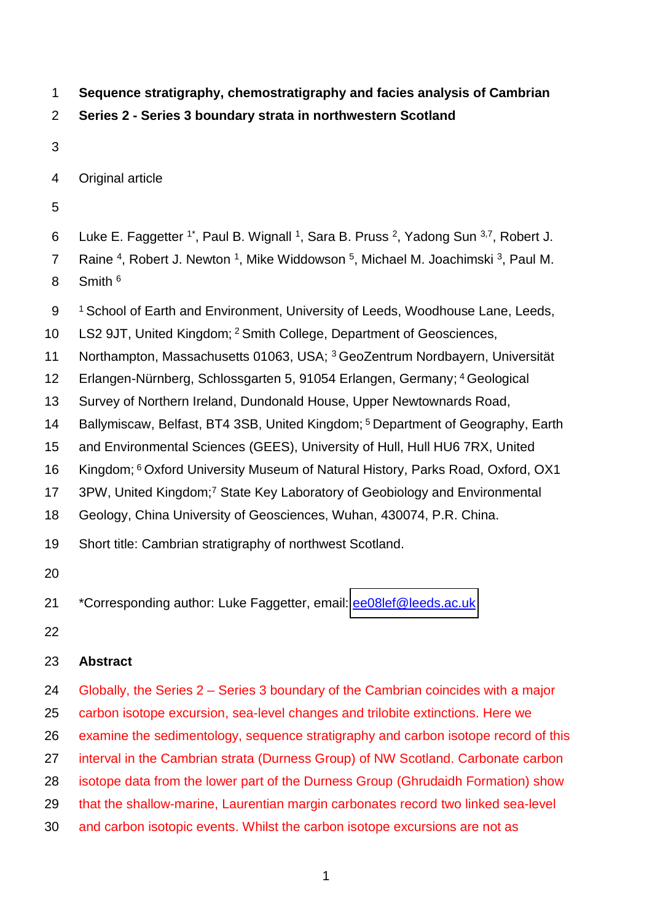**Sequence stratigraphy, chemostratigraphy and facies analysis of Cambrian Series 2 - Series 3 boundary strata in northwestern Scotland**

Original article

Luke E. Faggetter [1*], Paul B. Wignall [1], Sara B. Pruss [2], Yadong Sun [3,7], Robert J. Raine [4], Robert J. Newton [1], Mike Widdowson [5], Michael M. Joachimski [3], Paul M. Smith [6]

[1] School of Earth and Environment, University of Leeds, Woodhouse Lane, Leeds, LS2 9JT, United Kingdom; [2] Smith College, Department of Geosciences, Northampton, Massachusetts 01063, USA; [3] GeoZentrum Nordbayern, Universität Erlangen-Nürnberg, Schlossgarten 5, 91054 Erlangen, Germany; [4] Geological Survey of Northern Ireland, Dundonald House, Upper Newtownards Road, Ballymiscaw, Belfast, BT4 3SB, United Kingdom; [5] Department of Geography, Earth and Environmental Sciences (GEES), University of Hull, Hull HU6 7RX, United Kingdom; [6] Oxford University Museum of Natural History, Parks Road, Oxford, OX1 3PW, United Kingdom;[7] State Key Laboratory of Geobiology and Environmental Geology, China University of Geosciences, Wuhan, 430074, P.R. China.

Short title: Cambrian stratigraphy of northwest Scotland.

*Corresponding author: Luke Faggetter, email: ee08lef@leeds.ac.uk

## Abstract

Globally, the Series 2 – Series 3 boundary of the Cambrian coincides with a major carbon isotope excursion, sea-level changes and trilobite extinctions. Here we examine the sedimentology, sequence stratigraphy and carbon isotope record of this interval in the Cambrian strata (Durness Group) of NW Scotland. Carbonate carbon isotope data from the lower part of the Durness Group (Ghrudaidh Formation) show that the shallow-marine, Laurentian margin carbonates record two linked sea-level and carbon isotopic events. Whilst the carbon isotope excursions are not as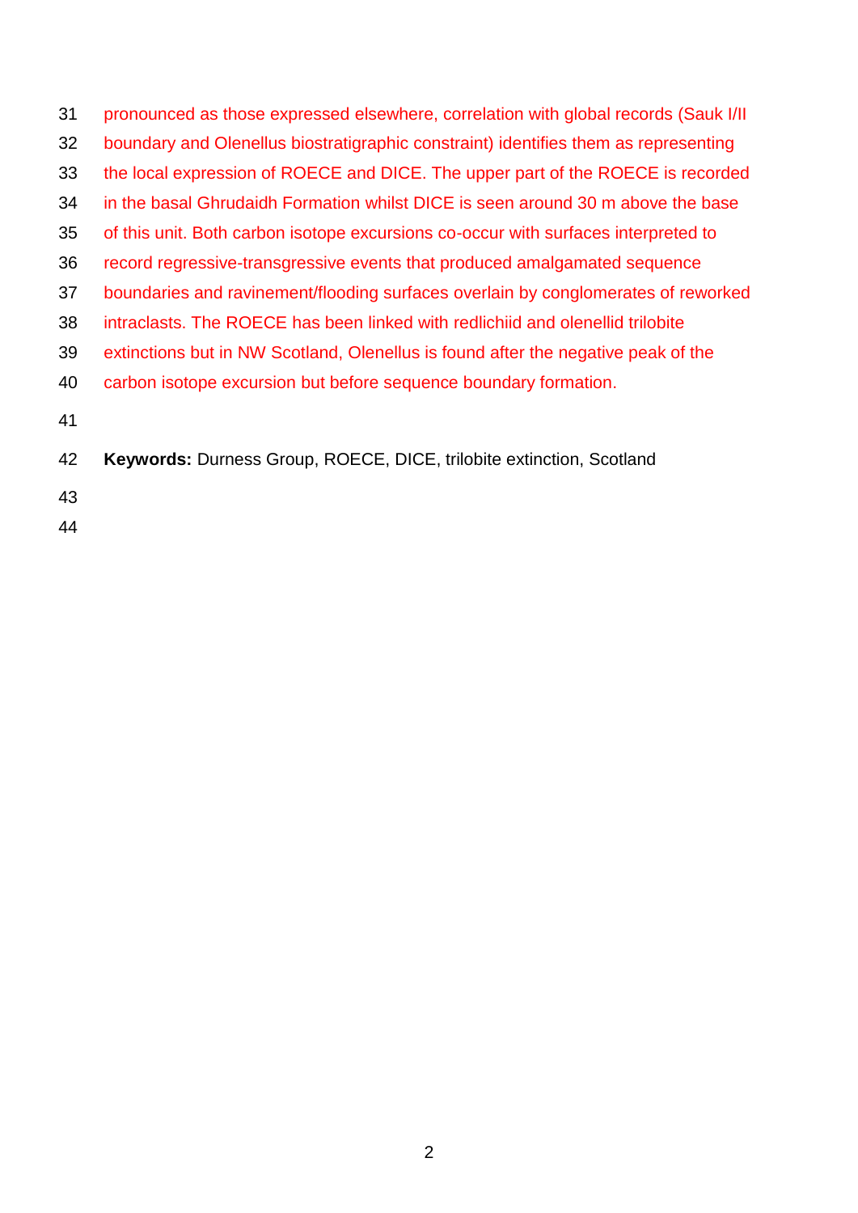pronounced as those expressed elsewhere, correlation with global records (Sauk I/II boundary and Olenellus biostratigraphic constraint) identifies them as representing the local expression of ROECE and DICE. The upper part of the ROECE is recorded in the basal Ghrudaidh Formation whilst DICE is seen around 30 m above the base of this unit. Both carbon isotope excursions co-occur with surfaces interpreted to record regressive-transgressive events that produced amalgamated sequence boundaries and ravinement/flooding surfaces overlain by conglomerates of reworked intraclasts. The ROECE has been linked with redlichiid and olenellid trilobite extinctions but in NW Scotland, Olenellus is found after the negative peak of the carbon isotope excursion but before sequence boundary formation.

**Keywords:** Durness Group, ROECE, DICE, trilobite extinction, Scotland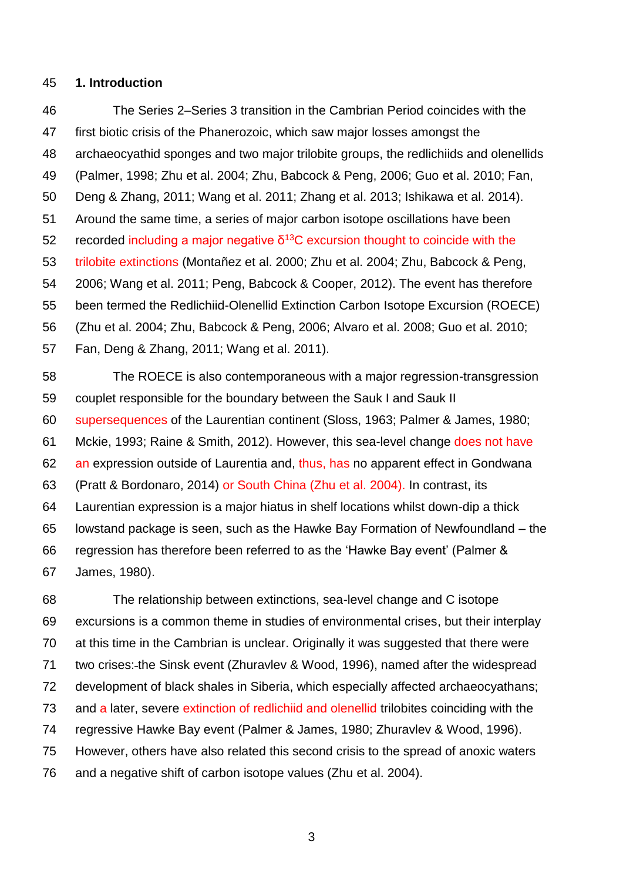## 1. Introduction

The Series 2–Series 3 transition in the Cambrian Period coincides with the first biotic crisis of the Phanerozoic, which saw major losses amongst the archaeocyathid sponges and two major trilobite groups, the redlichiids and olenellids (Palmer, 1998; Zhu et al. 2004; Zhu, Babcock & Peng, 2006; Guo et al. 2010; Fan, Deng & Zhang, 2011; Wang et al. 2011; Zhang et al. 2013; Ishikawa et al. 2014). Around the same time, a series of major carbon isotope oscillations have been recorded including a major negative $\delta^{13}C$ excursion thought to coincide with the trilobite extinctions (Montañez et al. 2000; Zhu et al. 2004; Zhu, Babcock & Peng, 2006; Wang et al. 2011; Peng, Babcock & Cooper, 2012). The event has therefore been termed the Redlichiid-Olenellid Extinction Carbon Isotope Excursion (ROECE) (Zhu et al. 2004; Zhu, Babcock & Peng, 2006; Alvaro et al. 2008; Guo et al. 2010; Fan, Deng & Zhang, 2011; Wang et al. 2011).

The ROECE is also contemporaneous with a major regression-transgression couplet responsible for the boundary between the Sauk I and Sauk II supersequences of the Laurentian continent (Sloss, 1963; Palmer & James, 1980; Mckie, 1993; Raine & Smith, 2012). However, this sea-level change does not have an expression outside of Laurentia and, thus, has no apparent effect in Gondwana (Pratt & Bordonaro, 2014) or South China (Zhu et al. 2004). In contrast, its Laurentian expression is a major hiatus in shelf locations whilst down-dip a thick lowstand package is seen, such as the Hawke Bay Formation of Newfoundland – the regression has therefore been referred to as the 'Hawke Bay event' (Palmer & James, 1980).

The relationship between extinctions, sea-level change and C isotope excursions is a common theme in studies of environmental crises, but their interplay at this time in the Cambrian is unclear. Originally it was suggested that there were two crises: the Sinsk event (Zhuravlev & Wood, 1996), named after the widespread development of black shales in Siberia, which especially affected archaeocyathans; and a later, severe extinction of redlichiid and olenellid trilobites coinciding with the regressive Hawke Bay event (Palmer & James, 1980; Zhuravlev & Wood, 1996). However, others have also related this second crisis to the spread of anoxic waters and a negative shift of carbon isotope values (Zhu et al. 2004).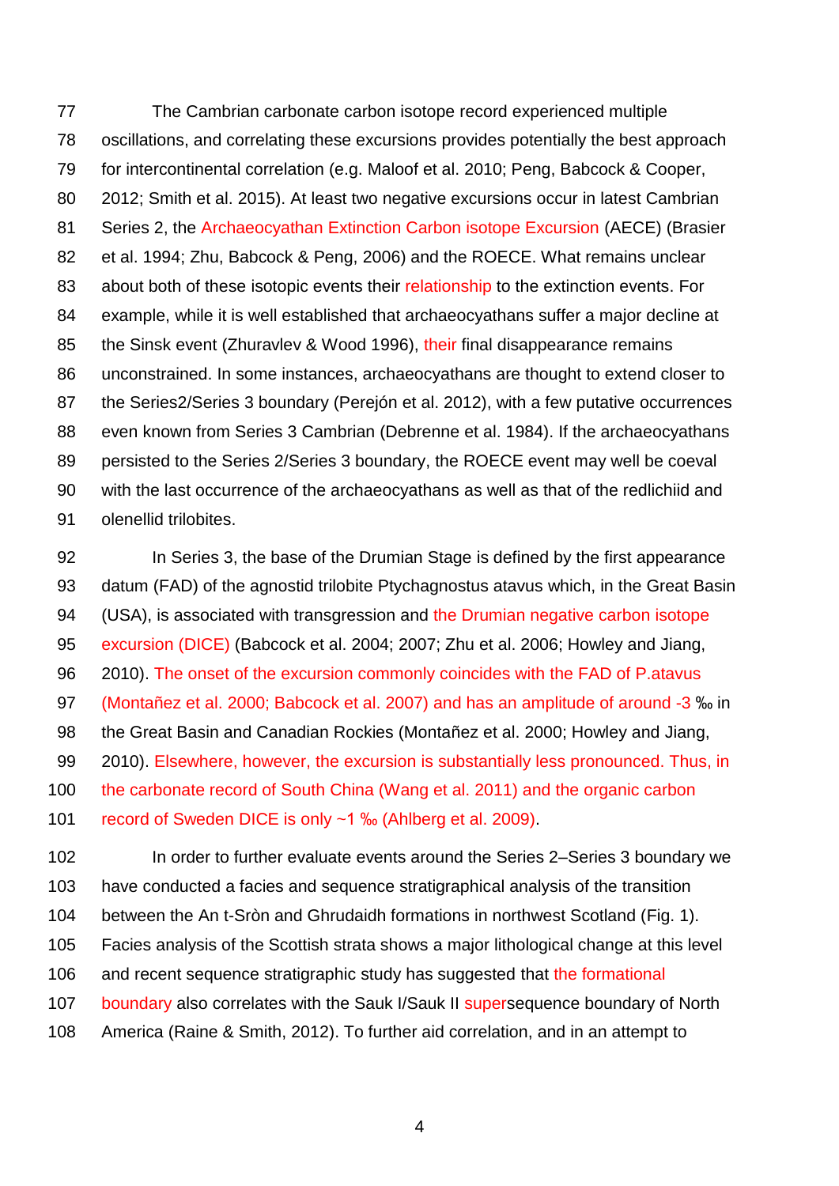The Cambrian carbonate carbon isotope record experienced multiple oscillations, and correlating these excursions provides potentially the best approach for intercontinental correlation (e.g. Maloof et al. 2010; Peng, Babcock & Cooper, 2012; Smith et al. 2015). At least two negative excursions occur in latest Cambrian Series 2, the Archaeocyathan Extinction Carbon isotope Excursion (AECE) (Brasier et al. 1994; Zhu, Babcock & Peng, 2006) and the ROECE. What remains unclear about both of these isotopic events their relationship to the extinction events. For example, while it is well established that archaeocyathans suffer a major decline at the Sinsk event (Zhuravlev & Wood 1996), their final disappearance remains unconstrained. In some instances, archaeocyathans are thought to extend closer to the Series2/Series 3 boundary (Perejón et al. 2012), with a few putative occurrences even known from Series 3 Cambrian (Debrenne et al. 1984). If the archaeocyathans persisted to the Series 2/Series 3 boundary, the ROECE event may well be coeval with the last occurrence of the archaeocyathans as well as that of the redlichiid and olenellid trilobites.

In Series 3, the base of the Drumian Stage is defined by the first appearance datum (FAD) of the agnostid trilobite Ptychagnostus atavus which, in the Great Basin (USA), is associated with transgression and the Drumian negative carbon isotope excursion (DICE) (Babcock et al. 2004; 2007; Zhu et al. 2006; Howley and Jiang, 2010). The onset of the excursion commonly coincides with the FAD of P.atavus (Montañez et al. 2000; Babcock et al. 2007) and has an amplitude of around -3 ‰ in the Great Basin and Canadian Rockies (Montañez et al. 2000; Howley and Jiang, 2010). Elsewhere, however, the excursion is substantially less pronounced. Thus, in the carbonate record of South China (Wang et al. 2011) and the organic carbon record of Sweden DICE is only ~1 ‰ (Ahlberg et al. 2009).

In order to further evaluate events around the Series 2–Series 3 boundary we have conducted a facies and sequence stratigraphical analysis of the transition between the An t-Sròn and Ghrudaidh formations in northwest Scotland (Fig. 1). Facies analysis of the Scottish strata shows a major lithological change at this level and recent sequence stratigraphic study has suggested that the formational boundary also correlates with the Sauk I/Sauk II supersequence boundary of North America (Raine & Smith, 2012). To further aid correlation, and in an attempt to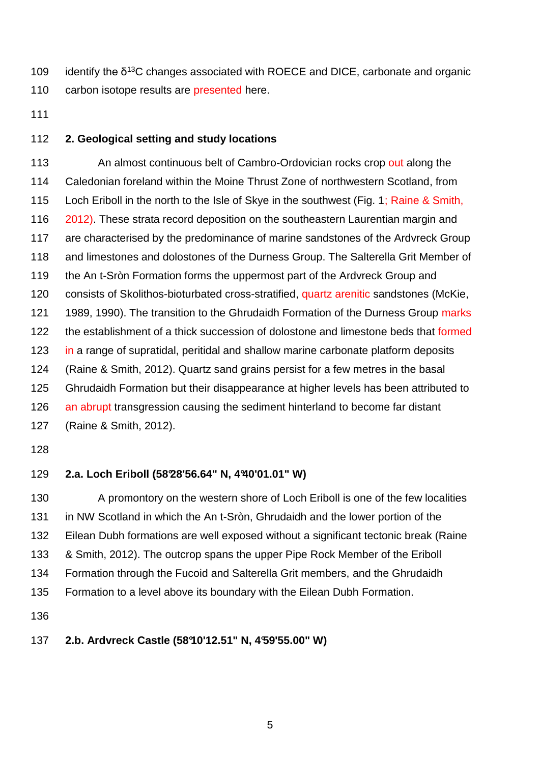identify the $\delta^{13}C$ changes associated with ROECE and DICE, carbonate and organic carbon isotope results are presented here.

## 2. Geological setting and study locations

An almost continuous belt of Cambro-Ordovician rocks crop out along the Caledonian foreland within the Moine Thrust Zone of northwestern Scotland, from Loch Eriboll in the north to the Isle of Skye in the southwest (Fig. 1; Raine & Smith, 2012). These strata record deposition on the southeastern Laurentian margin and are characterised by the predominance of marine sandstones of the Ardvreck Group and limestones and dolostones of the Durness Group. The Salterella Grit Member of the An t-Sròn Formation forms the uppermost part of the Ardvreck Group and consists of Skolithos-bioturbated cross-stratified, quartz arenitic sandstones (McKie, 1989, 1990). The transition to the Ghrudaidh Formation of the Durness Group marks the establishment of a thick succession of dolostone and limestone beds that formed in a range of supratidal, peritidal and shallow marine carbonate platform deposits (Raine & Smith, 2012). Quartz sand grains persist for a few metres in the basal Ghrudaidh Formation but their disappearance at higher levels has been attributed to an abrupt transgression causing the sediment hinterland to become far distant (Raine & Smith, 2012).

### 2.a. Loch Eriboll (58°28'56.64" N, 4°40'01.01" W)

A promontory on the western shore of Loch Eriboll is one of the few localities in NW Scotland in which the An t-Sròn, Ghrudaidh and the lower portion of the Eilean Dubh formations are well exposed without a significant tectonic break (Raine & Smith, 2012). The outcrop spans the upper Pipe Rock Member of the Eriboll Formation through the Fucoid and Salterella Grit members, and the Ghrudaidh Formation to a level above its boundary with the Eilean Dubh Formation.

### 2.b. Ardvreck Castle (58°10'12.51" N, 4°59'55.00" W)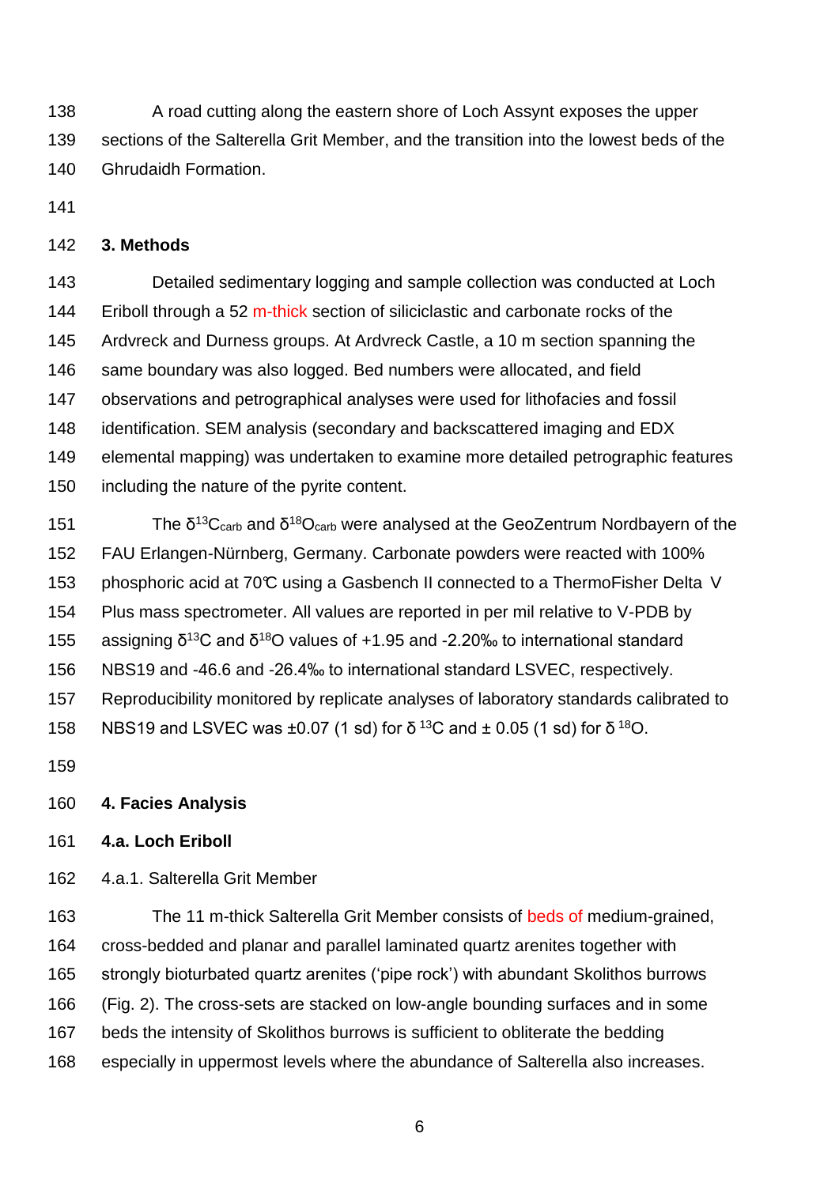A road cutting along the eastern shore of Loch Assynt exposes the upper sections of the Salterella Grit Member, and the transition into the lowest beds of the Ghrudaidh Formation.

## 3. Methods

Detailed sedimentary logging and sample collection was conducted at Loch Eriboll through a 52 m-thick section of siliciclastic and carbonate rocks of the Ardvreck and Durness groups. At Ardvreck Castle, a 10 m section spanning the same boundary was also logged. Bed numbers were allocated, and field observations and petrographical analyses were used for lithofacies and fossil identification. SEM analysis (secondary and backscattered imaging and EDX elemental mapping) was undertaken to examine more detailed petrographic features including the nature of the pyrite content.

The $\delta^{13}C_{carb}$ and $\delta^{18}O_{carb}$ were analysed at the GeoZentrum Nordbayern of the FAU Erlangen-Nürnberg, Germany. Carbonate powders were reacted with 100% phosphoric acid at 70°C using a Gasbench II connected to a ThermoFisher Delta V Plus mass spectrometer. All values are reported in per mil relative to V-PDB by assigning $\delta^{13}C$ and $\delta^{18}O$ values of +1.95 and -2.20‰ to international standard NBS19 and -46.6 and -26.4‰ to international standard LSVEC, respectively. Reproducibility monitored by replicate analyses of laboratory standards calibrated to NBS19 and LSVEC was ±0.07 (1 sd) for $\delta^{13}C$ and ± 0.05 (1 sd) for $\delta^{18}O$.

## 4. Facies Analysis

### 4.a. Loch Eriboll

#### 4.a.1. Salterella Grit Member

The 11 m-thick Salterella Grit Member consists of beds of medium-grained, cross-bedded and planar and parallel laminated quartz arenites together with strongly bioturbated quartz arenites ('pipe rock') with abundant Skolithos burrows (Fig. 2). The cross-sets are stacked on low-angle bounding surfaces and in some beds the intensity of Skolithos burrows is sufficient to obliterate the bedding especially in uppermost levels where the abundance of Salterella also increases.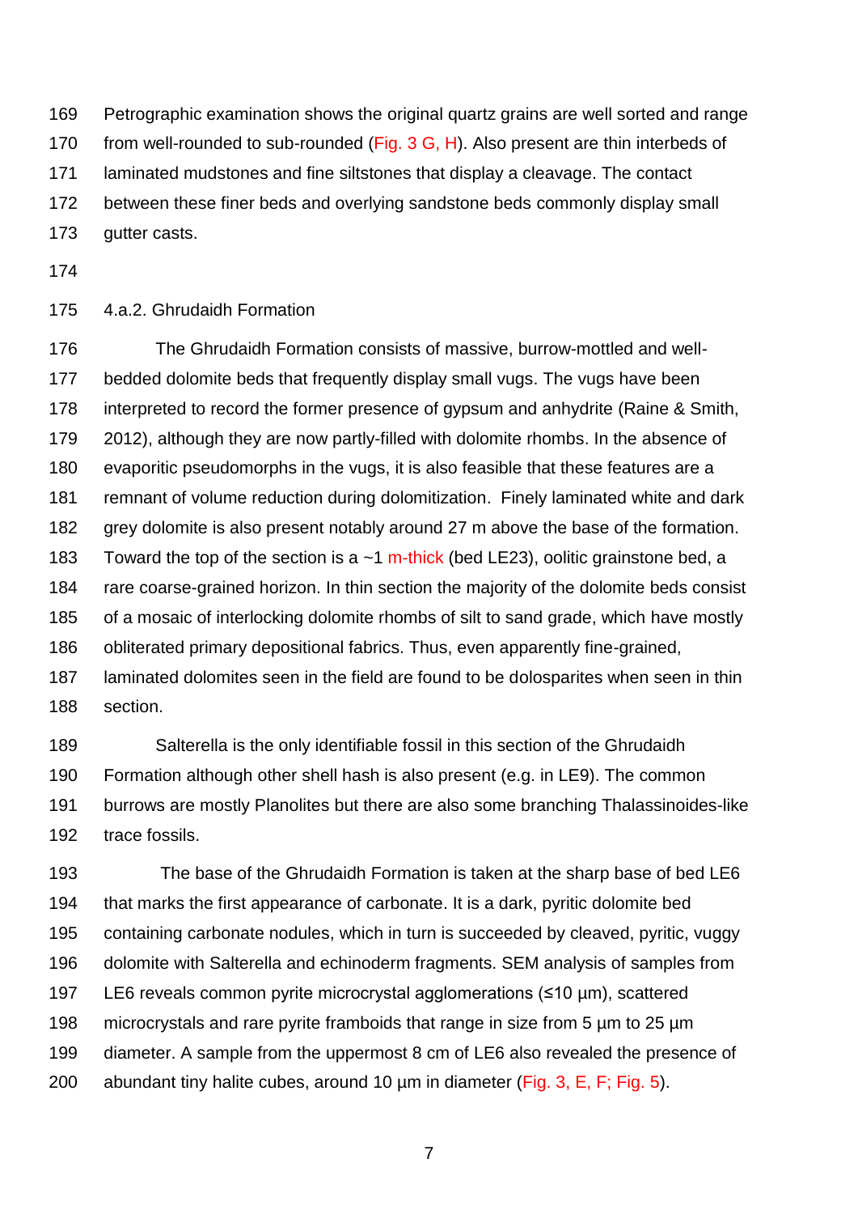Petrographic examination shows the original quartz grains are well sorted and range from well-rounded to sub-rounded (Fig. 3 G, H). Also present are thin interbeds of laminated mudstones and fine siltstones that display a cleavage. The contact between these finer beds and overlying sandstone beds commonly display small gutter casts.

### 4.a.2. Ghrudaidh Formation

The Ghrudaidh Formation consists of massive, burrow-mottled and well-bedded dolomite beds that frequently display small vugs. The vugs have been interpreted to record the former presence of gypsum and anhydrite (Raine & Smith, 2012), although they are now partly-filled with dolomite rhombs. In the absence of evaporitic pseudomorphs in the vugs, it is also feasible that these features are a remnant of volume reduction during dolomitization. Finely laminated white and dark grey dolomite is also present notably around 27 m above the base of the formation. Toward the top of the section is a ~1 m-thick (bed LE23), oolitic grainstone bed, a rare coarse-grained horizon. In thin section the majority of the dolomite beds consist of a mosaic of interlocking dolomite rhombs of silt to sand grade, which have mostly obliterated primary depositional fabrics. Thus, even apparently fine-grained, laminated dolomites seen in the field are found to be dolosparites when seen in thin section.

Salterella is the only identifiable fossil in this section of the Ghrudaidh Formation although other shell hash is also present (e.g. in LE9). The common burrows are mostly Planolites but there are also some branching Thalassinoides-like trace fossils.

The base of the Ghrudaidh Formation is taken at the sharp base of bed LE6 that marks the first appearance of carbonate. It is a dark, pyritic dolomite bed containing carbonate nodules, which in turn is succeeded by cleaved, pyritic, vuggy dolomite with Salterella and echinoderm fragments. SEM analysis of samples from LE6 reveals common pyrite microcrystal agglomerations (≤10 µm), scattered microcrystals and rare pyrite framboids that range in size from 5 µm to 25 µm diameter. A sample from the uppermost 8 cm of LE6 also revealed the presence of abundant tiny halite cubes, around 10 µm in diameter (Fig. 3, E, F; Fig. 5).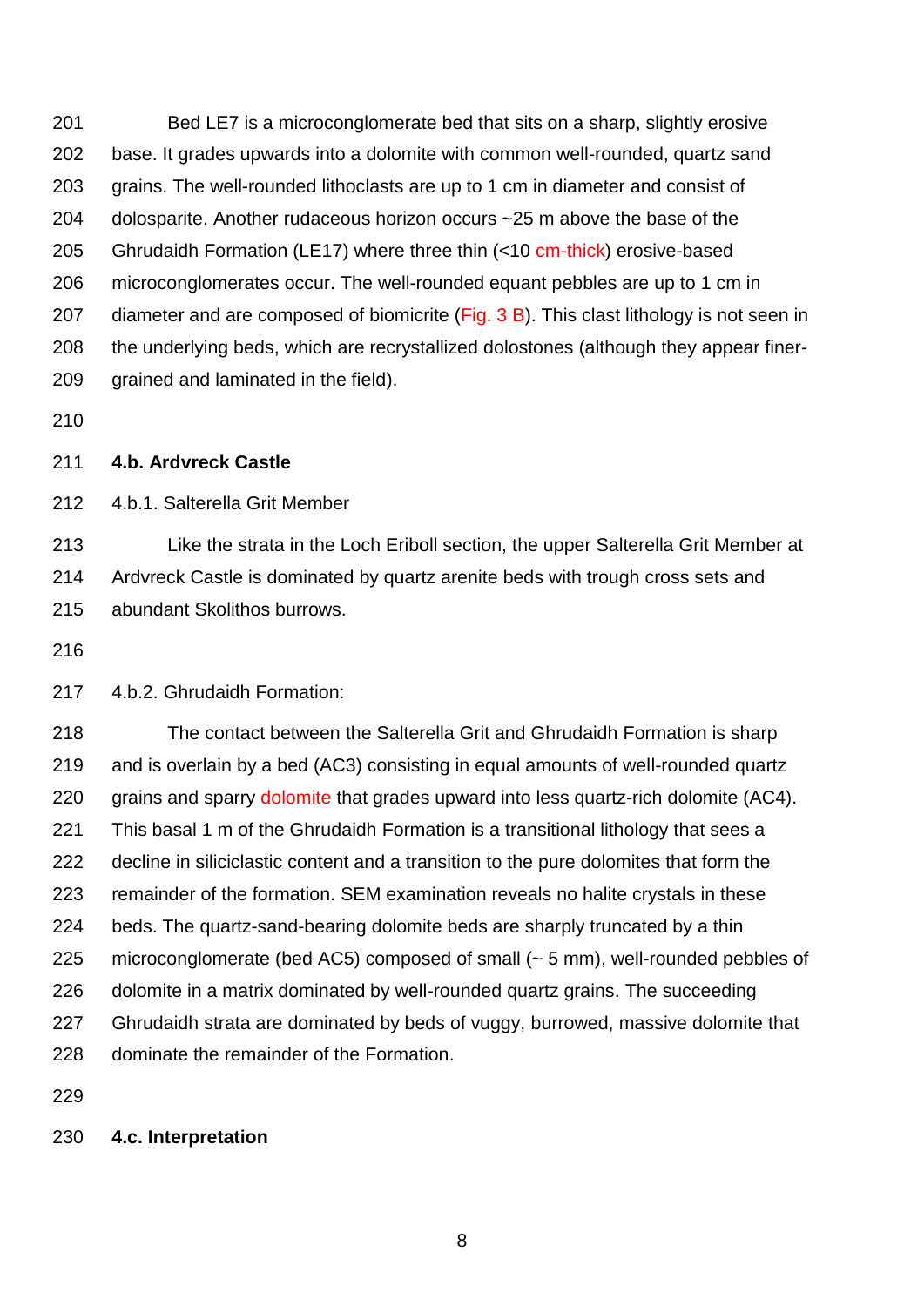Bed LE7 is a microconglomerate bed that sits on a sharp, slightly erosive base. It grades upwards into a dolomite with common well-rounded, quartz sand grains. The well-rounded lithoclasts are up to 1 cm in diameter and consist of dolosparite. Another rudaceous horizon occurs ~25 m above the base of the Ghrudaidh Formation (LE17) where three thin (<10 cm-thick) erosive-based microconglomerates occur. The well-rounded equant pebbles are up to 1 cm in diameter and are composed of biomicrite (Fig. 3 B). This clast lithology is not seen in the underlying beds, which are recrystallized dolostones (although they appear finer-grained and laminated in the field).

## 4.b. Ardvreck Castle

### 4.b.1. Salterella Grit Member

Like the strata in the Loch Eriboll section, the upper Salterella Grit Member at Ardvreck Castle is dominated by quartz arenite beds with trough cross sets and abundant Skolithos burrows.

### 4.b.2. Ghrudaidh Formation:

The contact between the Salterella Grit and Ghrudaidh Formation is sharp and is overlain by a bed (AC3) consisting in equal amounts of well-rounded quartz grains and sparry dolomite that grades upward into less quartz-rich dolomite (AC4). This basal 1 m of the Ghrudaidh Formation is a transitional lithology that sees a decline in siliciclastic content and a transition to the pure dolomites that form the remainder of the formation. SEM examination reveals no halite crystals in these beds. The quartz-sand-bearing dolomite beds are sharply truncated by a thin microconglomerate (bed AC5) composed of small (~ 5 mm), well-rounded pebbles of dolomite in a matrix dominated by well-rounded quartz grains. The succeeding Ghrudaidh strata are dominated by beds of vuggy, burrowed, massive dolomite that dominate the remainder of the Formation.

## 4.c. Interpretation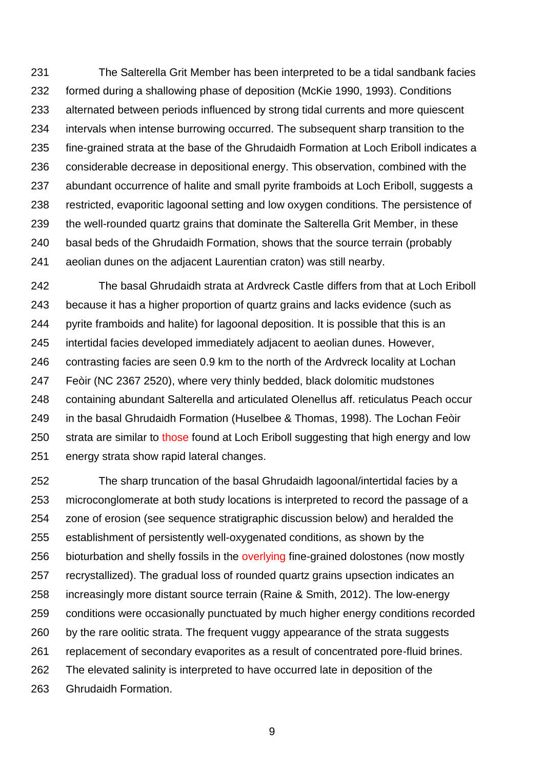The Salterella Grit Member has been interpreted to be a tidal sandbank facies formed during a shallowing phase of deposition (McKie 1990, 1993). Conditions alternated between periods influenced by strong tidal currents and more quiescent intervals when intense burrowing occurred. The subsequent sharp transition to the fine-grained strata at the base of the Ghrudaidh Formation at Loch Eriboll indicates a considerable decrease in depositional energy. This observation, combined with the abundant occurrence of halite and small pyrite framboids at Loch Eriboll, suggests a restricted, evaporitic lagoonal setting and low oxygen conditions. The persistence of the well-rounded quartz grains that dominate the Salterella Grit Member, in these basal beds of the Ghrudaidh Formation, shows that the source terrain (probably aeolian dunes on the adjacent Laurentian craton) was still nearby.

The basal Ghrudaidh strata at Ardvreck Castle differs from that at Loch Eriboll because it has a higher proportion of quartz grains and lacks evidence (such as pyrite framboids and halite) for lagoonal deposition. It is possible that this is an intertidal facies developed immediately adjacent to aeolian dunes. However, contrasting facies are seen 0.9 km to the north of the Ardvreck locality at Lochan Feòir (NC 2367 2520), where very thinly bedded, black dolomitic mudstones containing abundant Salterella and articulated Olenellus aff. reticulatus Peach occur in the basal Ghrudaidh Formation (Huselbee & Thomas, 1998). The Lochan Feòir strata are similar to those found at Loch Eriboll suggesting that high energy and low energy strata show rapid lateral changes.

The sharp truncation of the basal Ghrudaidh lagoonal/intertidal facies by a microconglomerate at both study locations is interpreted to record the passage of a zone of erosion (see sequence stratigraphic discussion below) and heralded the establishment of persistently well-oxygenated conditions, as shown by the bioturbation and shelly fossils in the overlying fine-grained dolostones (now mostly recrystallized). The gradual loss of rounded quartz grains upsection indicates an increasingly more distant source terrain (Raine & Smith, 2012). The low-energy conditions were occasionally punctuated by much higher energy conditions recorded by the rare oolitic strata. The frequent vuggy appearance of the strata suggests replacement of secondary evaporites as a result of concentrated pore-fluid brines. The elevated salinity is interpreted to have occurred late in deposition of the Ghrudaidh Formation.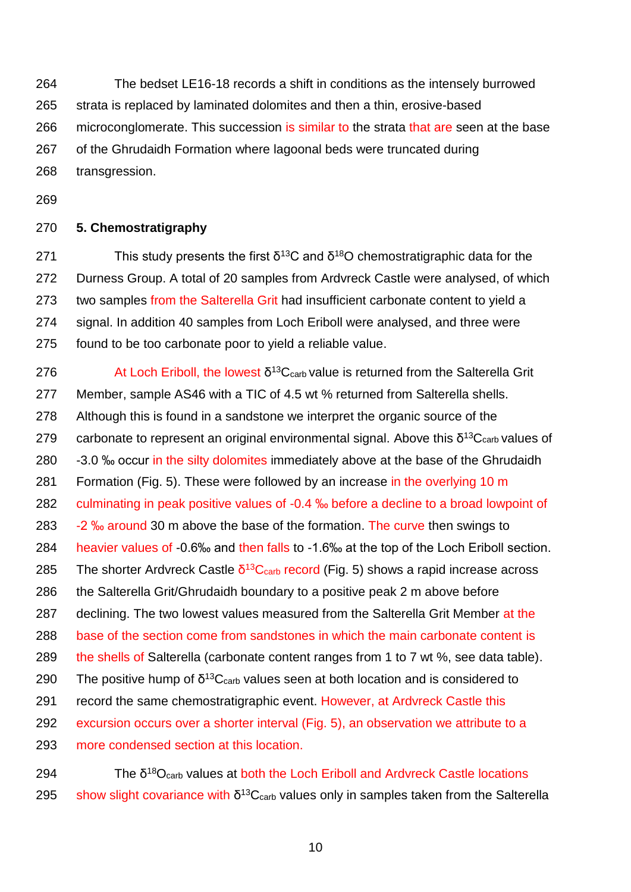The bedset LE16-18 records a shift in conditions as the intensely burrowed strata is replaced by laminated dolomites and then a thin, erosive-based microconglomerate. This succession is similar to the strata that are seen at the base of the Ghrudaidh Formation where lagoonal beds were truncated during transgression.

## 5. Chemostratigraphy

This study presents the first $\delta^{13}C$ and $\delta^{18}O$ chemostratigraphic data for the Durness Group. A total of 20 samples from Ardvreck Castle were analysed, of which two samples from the Salterella Grit had insufficient carbonate content to yield a signal. In addition 40 samples from Loch Eriboll were analysed, and three were found to be too carbonate poor to yield a reliable value.

At Loch Eriboll, the lowest $\delta^{13}C_{carb}$ value is returned from the Salterella Grit Member, sample AS46 with a TIC of 4.5 wt % returned from Salterella shells. Although this is found in a sandstone we interpret the organic source of the carbonate to represent an original environmental signal. Above this $\delta^{13}C_{carb}$ values of -3.0 ‰ occur in the silty dolomites immediately above at the base of the Ghrudaidh Formation (Fig. 5). These were followed by an increase in the overlying 10 m culminating in peak positive values of -0.4 ‰ before a decline to a broad lowpoint of -2 ‰ around 30 m above the base of the formation. The curve then swings to heavier values of -0.6‰ and then falls to -1.6‰ at the top of the Loch Eriboll section. The shorter Ardvreck Castle $\delta^{13}C_{carb}$ record (Fig. 5) shows a rapid increase across the Salterella Grit/Ghrudaidh boundary to a positive peak 2 m above before declining. The two lowest values measured from the Salterella Grit Member at the base of the section come from sandstones in which the main carbonate content is the shells of Salterella (carbonate content ranges from 1 to 7 wt %, see data table). The positive hump of $\delta^{13}C_{carb}$ values seen at both location and is considered to record the same chemostratigraphic event. However, at Ardvreck Castle this excursion occurs over a shorter interval (Fig. 5), an observation we attribute to a more condensed section at this location.

The $\delta^{18}O_{carb}$ values at both the Loch Eriboll and Ardvreck Castle locations show slight covariance with $\delta^{13}C_{carb}$ values only in samples taken from the Salterella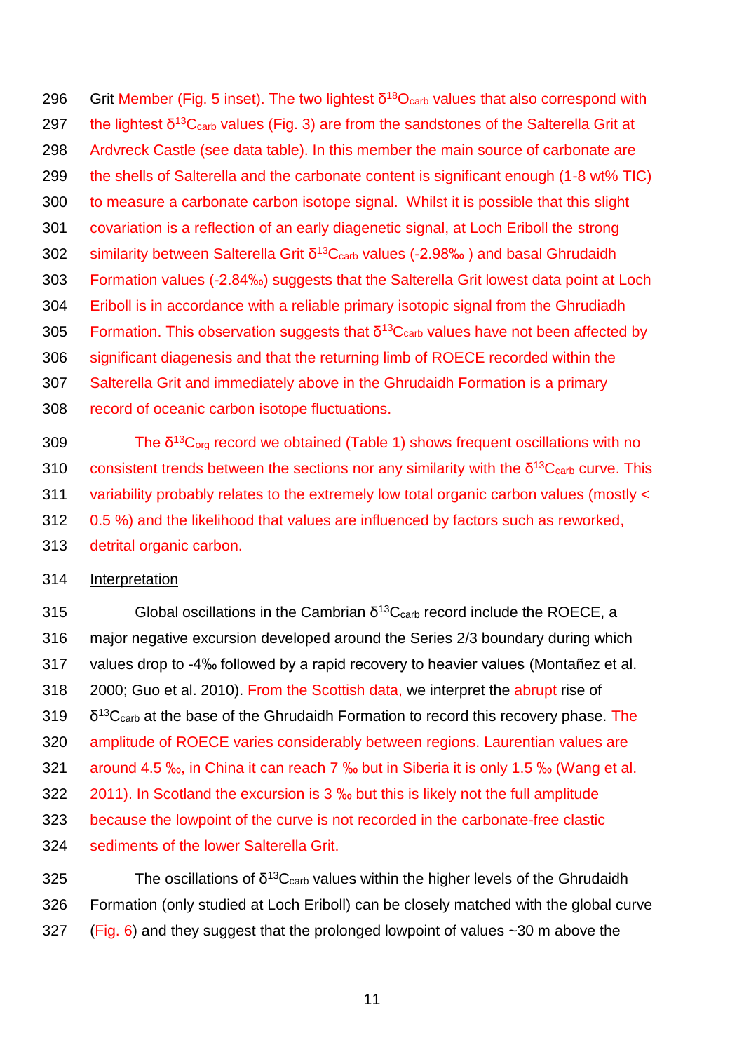296 Grit Member (Fig. 5 inset). The two lightest $\delta^{18}O_{carb}$ values that also correspond with
297 the lightest $\delta^{13}C_{carb}$ values (Fig. 3) are from the sandstones of the Salterella Grit at
298 Ardvreck Castle (see data table). In this member the main source of carbonate are
299 the shells of Salterella and the carbonate content is significant enough (1-8 wt% TIC)
300 to measure a carbonate carbon isotope signal. Whilst it is possible that this slight
301 covariation is a reflection of an early diagenetic signal, at Loch Eriboll the strong
302 similarity between Salterella Grit $\delta^{13}C_{carb}$ values (-2.98‰ ) and basal Ghrudaidh
303 Formation values (-2.84‰) suggests that the Salterella Grit lowest data point at Loch
304 Eriboll is in accordance with a reliable primary isotopic signal from the Ghrudiadh
305 Formation. This observation suggests that $\delta^{13}C_{carb}$ values have not been affected by
306 significant diagenesis and that the returning limb of ROECE recorded within the
307 Salterella Grit and immediately above in the Ghrudaidh Formation is a primary
308 record of oceanic carbon isotope fluctuations.

309 The $\delta^{13}C_{org}$ record we obtained (Table 1) shows frequent oscillations with no
310 consistent trends between the sections nor any similarity with the $\delta^{13}C_{carb}$ curve. This
311 variability probably relates to the extremely low total organic carbon values (mostly <
312 0.5 %) and the likelihood that values are influenced by factors such as reworked,
313 detrital organic carbon.

314 Interpretation

315 Global oscillations in the Cambrian $\delta^{13}C_{carb}$ record include the ROECE, a
316 major negative excursion developed around the Series 2/3 boundary during which
317 values drop to -4‰ followed by a rapid recovery to heavier values (Montañez et al.
318 2000; Guo et al. 2010). From the Scottish data, we interpret the abrupt rise of
319 $\delta^{13}C_{carb}$ at the base of the Ghrudaidh Formation to record this recovery phase. The
320 amplitude of ROECE varies considerably between regions. Laurentian values are
321 around 4.5 ‰, in China it can reach 7 ‰ but in Siberia it is only 1.5 ‰ (Wang et al.
322 2011). In Scotland the excursion is 3 ‰ but this is likely not the full amplitude
323 because the lowpoint of the curve is not recorded in the carbonate-free clastic
324 sediments of the lower Salterella Grit.

325 The oscillations of $\delta^{13}C_{carb}$ values within the higher levels of the Ghrudaidh
326 Formation (only studied at Loch Eriboll) can be closely matched with the global curve
327 (Fig. 6) and they suggest that the prolonged lowpoint of values ~30 m above the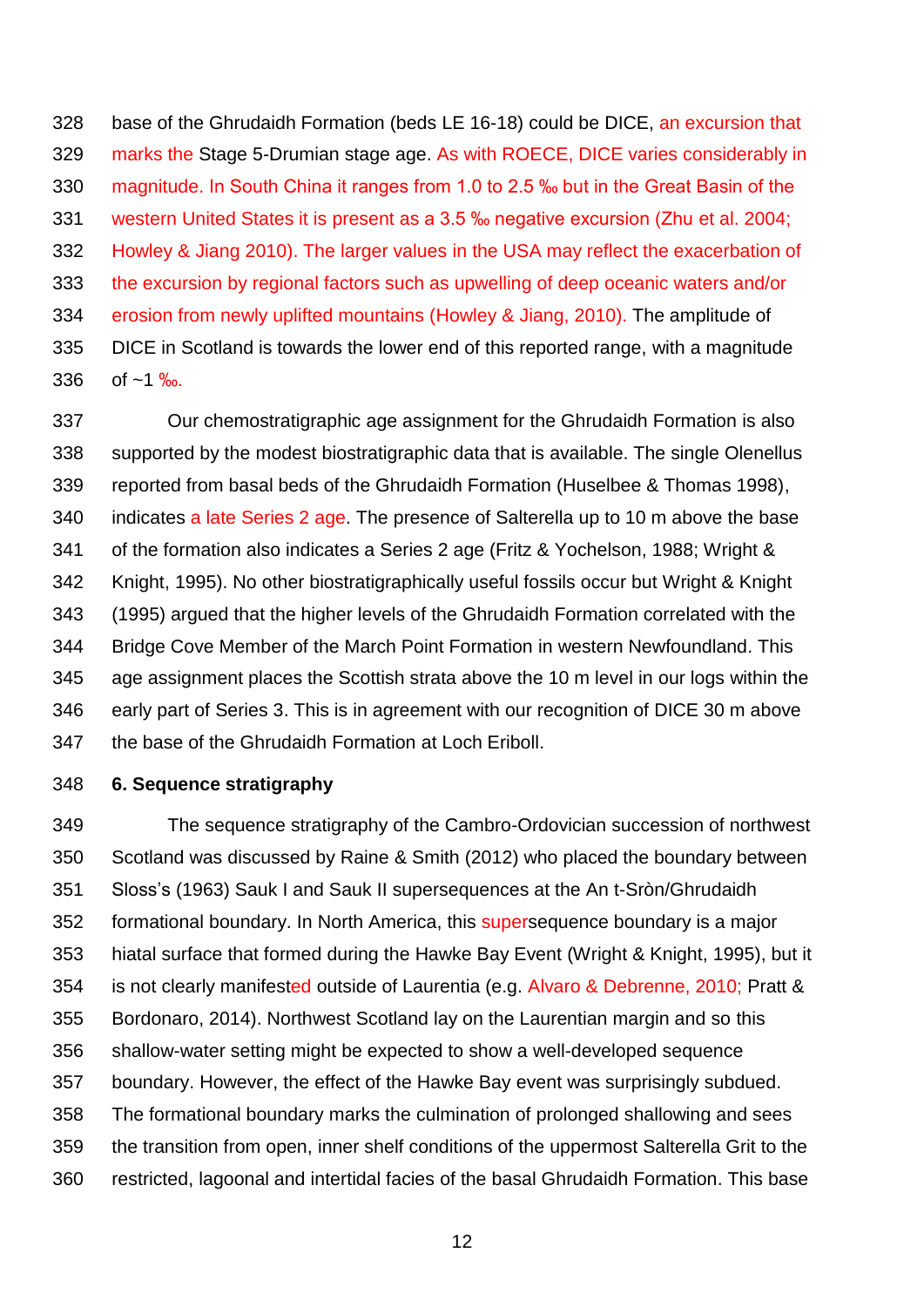base of the Ghrudaidh Formation (beds LE 16-18) could be DICE, an excursion that marks the Stage 5-Drumian stage age. As with ROECE, DICE varies considerably in magnitude. In South China it ranges from 1.0 to 2.5 ‰ but in the Great Basin of the western United States it is present as a 3.5 ‰ negative excursion (Zhu et al. 2004; Howley & Jiang 2010). The larger values in the USA may reflect the exacerbation of the excursion by regional factors such as upwelling of deep oceanic waters and/or erosion from newly uplifted mountains (Howley & Jiang, 2010). The amplitude of DICE in Scotland is towards the lower end of this reported range, with a magnitude of ~1 ‰.

Our chemostratigraphic age assignment for the Ghrudaidh Formation is also supported by the modest biostratigraphic data that is available. The single Olenellus reported from basal beds of the Ghrudaidh Formation (Huselbee & Thomas 1998), indicates a late Series 2 age. The presence of Salterella up to 10 m above the base of the formation also indicates a Series 2 age (Fritz & Yochelson, 1988; Wright & Knight, 1995). No other biostratigraphically useful fossils occur but Wright & Knight (1995) argued that the higher levels of the Ghrudaidh Formation correlated with the Bridge Cove Member of the March Point Formation in western Newfoundland. This age assignment places the Scottish strata above the 10 m level in our logs within the early part of Series 3. This is in agreement with our recognition of DICE 30 m above the base of the Ghrudaidh Formation at Loch Eriboll.

## 6. Sequence stratigraphy

The sequence stratigraphy of the Cambro-Ordovician succession of northwest Scotland was discussed by Raine & Smith (2012) who placed the boundary between Sloss's (1963) Sauk I and Sauk II supersequences at the An t-Sròn/Ghrudaidh formational boundary. In North America, this supersequence boundary is a major hiatal surface that formed during the Hawke Bay Event (Wright & Knight, 1995), but it is not clearly manifested outside of Laurentia (e.g. Alvaro & Debrenne, 2010; Pratt & Bordonaro, 2014). Northwest Scotland lay on the Laurentian margin and so this shallow-water setting might be expected to show a well-developed sequence boundary. However, the effect of the Hawke Bay event was surprisingly subdued. The formational boundary marks the culmination of prolonged shallowing and sees the transition from open, inner shelf conditions of the uppermost Salterella Grit to the restricted, lagoonal and intertidal facies of the basal Ghrudaidh Formation. This base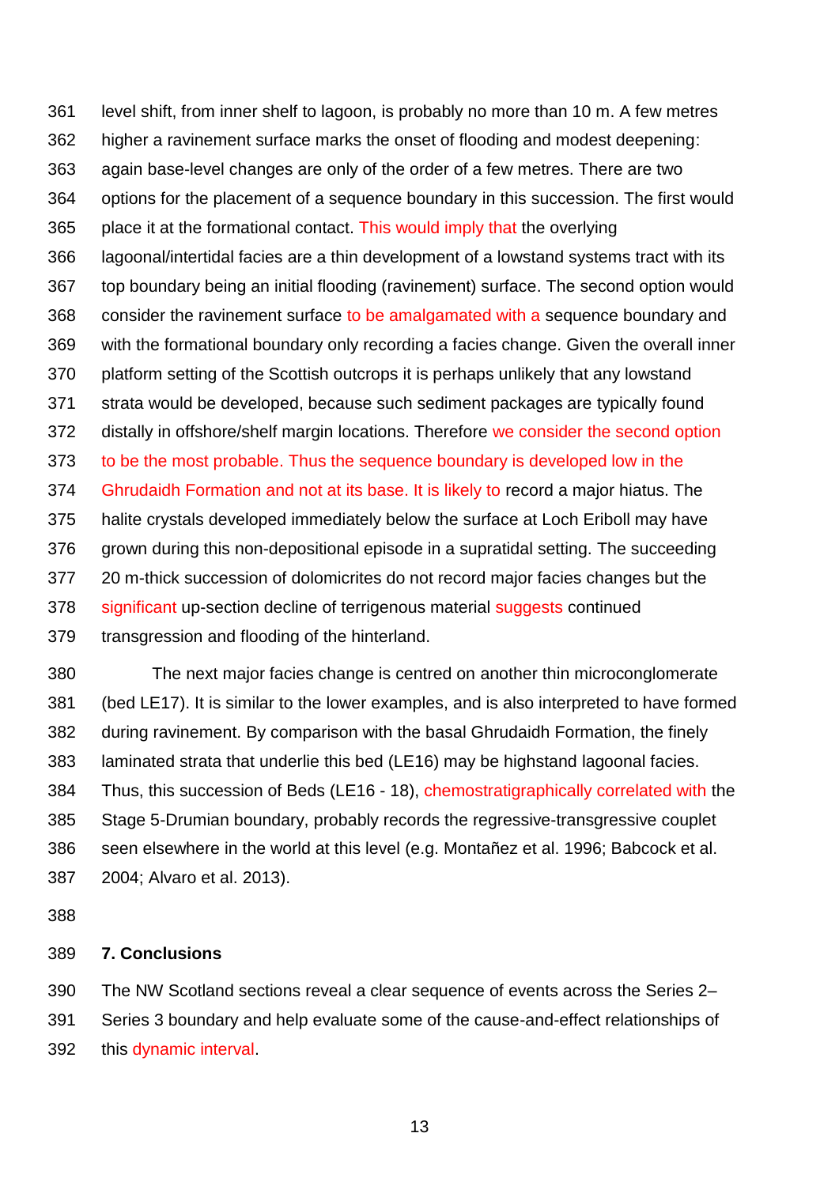level shift, from inner shelf to lagoon, is probably no more than 10 m. A few metres higher a ravinement surface marks the onset of flooding and modest deepening: again base-level changes are only of the order of a few metres. There are two options for the placement of a sequence boundary in this succession. The first would place it at the formational contact. This would imply that the overlying lagoonal/intertidal facies are a thin development of a lowstand systems tract with its top boundary being an initial flooding (ravinement) surface. The second option would consider the ravinement surface to be amalgamated with a sequence boundary and with the formational boundary only recording a facies change. Given the overall inner platform setting of the Scottish outcrops it is perhaps unlikely that any lowstand strata would be developed, because such sediment packages are typically found distally in offshore/shelf margin locations. Therefore we consider the second option to be the most probable. Thus the sequence boundary is developed low in the Ghrudaidh Formation and not at its base. It is likely to record a major hiatus. The halite crystals developed immediately below the surface at Loch Eriboll may have grown during this non-depositional episode in a supratidal setting. The succeeding 20 m-thick succession of dolomicrites do not record major facies changes but the significant up-section decline of terrigenous material suggests continued transgression and flooding of the hinterland.

The next major facies change is centred on another thin microconglomerate (bed LE17). It is similar to the lower examples, and is also interpreted to have formed during ravinement. By comparison with the basal Ghrudaidh Formation, the finely laminated strata that underlie this bed (LE16) may be highstand lagoonal facies. Thus, this succession of Beds (LE16 - 18), chemostratigraphically correlated with the Stage 5-Drumian boundary, probably records the regressive-transgressive couplet seen elsewhere in the world at this level (e.g. Montañez et al. 1996; Babcock et al. 2004; Alvaro et al. 2013).

## 7. Conclusions

The NW Scotland sections reveal a clear sequence of events across the Series 2–Series 3 boundary and help evaluate some of the cause-and-effect relationships of this dynamic interval.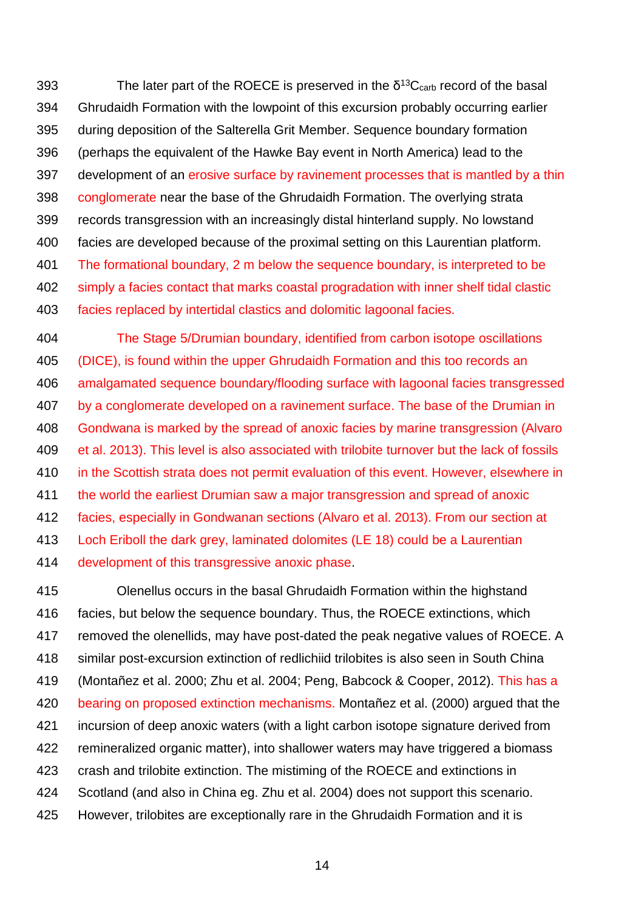The later part of the ROECE is preserved in the $\delta^{13}C_{carb}$ record of the basal Ghrudaidh Formation with the lowpoint of this excursion probably occurring earlier during deposition of the Salterella Grit Member. Sequence boundary formation (perhaps the equivalent of the Hawke Bay event in North America) lead to the development of an erosive surface by ravinement processes that is mantled by a thin conglomerate near the base of the Ghrudaidh Formation. The overlying strata records transgression with an increasingly distal hinterland supply. No lowstand facies are developed because of the proximal setting on this Laurentian platform. The formational boundary, 2 m below the sequence boundary, is interpreted to be simply a facies contact that marks coastal progradation with inner shelf tidal clastic facies replaced by intertidal clastics and dolomitic lagoonal facies.

The Stage 5/Drumian boundary, identified from carbon isotope oscillations (DICE), is found within the upper Ghrudaidh Formation and this too records an amalgamated sequence boundary/flooding surface with lagoonal facies transgressed by a conglomerate developed on a ravinement surface. The base of the Drumian in Gondwana is marked by the spread of anoxic facies by marine transgression (Alvaro et al. 2013). This level is also associated with trilobite turnover but the lack of fossils in the Scottish strata does not permit evaluation of this event. However, elsewhere in the world the earliest Drumian saw a major transgression and spread of anoxic facies, especially in Gondwanan sections (Alvaro et al. 2013). From our section at Loch Eriboll the dark grey, laminated dolomites (LE 18) could be a Laurentian development of this transgressive anoxic phase.

Olenellus occurs in the basal Ghrudaidh Formation within the highstand facies, but below the sequence boundary. Thus, the ROECE extinctions, which removed the olenellids, may have post-dated the peak negative values of ROECE. A similar post-excursion extinction of redlichiid trilobites is also seen in South China (Montañez et al. 2000; Zhu et al. 2004; Peng, Babcock & Cooper, 2012). This has a bearing on proposed extinction mechanisms. Montañez et al. (2000) argued that the incursion of deep anoxic waters (with a light carbon isotope signature derived from remineralized organic matter), into shallower waters may have triggered a biomass crash and trilobite extinction. The mistiming of the ROECE and extinctions in Scotland (and also in China eg. Zhu et al. 2004) does not support this scenario. However, trilobites are exceptionally rare in the Ghrudaidh Formation and it is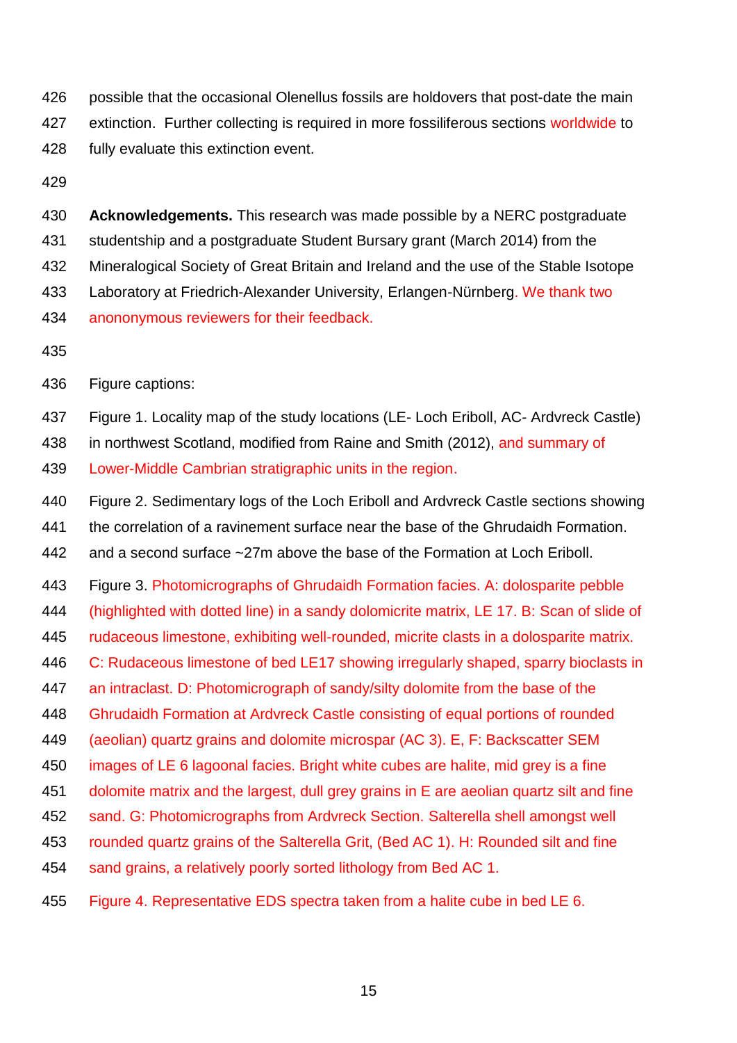possible that the occasional Olenellus fossils are holdovers that post-date the main extinction. Further collecting is required in more fossiliferous sections worldwide to fully evaluate this extinction event.

**Acknowledgements.** This research was made possible by a NERC postgraduate studentship and a postgraduate Student Bursary grant (March 2014) from the Mineralogical Society of Great Britain and Ireland and the use of the Stable Isotope Laboratory at Friedrich-Alexander University, Erlangen-Nürnberg. We thank two anononymous reviewers for their feedback.

Figure captions:

Figure 1. Locality map of the study locations (LE- Loch Eriboll, AC- Ardvreck Castle) in northwest Scotland, modified from Raine and Smith (2012), and summary of Lower-Middle Cambrian stratigraphic units in the region.

Figure 2. Sedimentary logs of the Loch Eriboll and Ardvreck Castle sections showing the correlation of a ravinement surface near the base of the Ghrudaidh Formation. and a second surface ~27m above the base of the Formation at Loch Eriboll.

Figure 3. Photomicrographs of Ghrudaidh Formation facies. A: dolosparite pebble (highlighted with dotted line) in a sandy dolomicrite matrix, LE 17. B: Scan of slide of rudaceous limestone, exhibiting well-rounded, micrite clasts in a dolosparite matrix. C: Rudaceous limestone of bed LE17 showing irregularly shaped, sparry bioclasts in an intraclast. D: Photomicrograph of sandy/silty dolomite from the base of the Ghrudaidh Formation at Ardvreck Castle consisting of equal portions of rounded (aeolian) quartz grains and dolomite microspar (AC 3). E, F: Backscatter SEM images of LE 6 lagoonal facies. Bright white cubes are halite, mid grey is a fine dolomite matrix and the largest, dull grey grains in E are aeolian quartz silt and fine sand. G: Photomicrographs from Ardvreck Section. Salterella shell amongst well rounded quartz grains of the Salterella Grit, (Bed AC 1). H: Rounded silt and fine sand grains, a relatively poorly sorted lithology from Bed AC 1.

Figure 4. Representative EDS spectra taken from a halite cube in bed LE 6.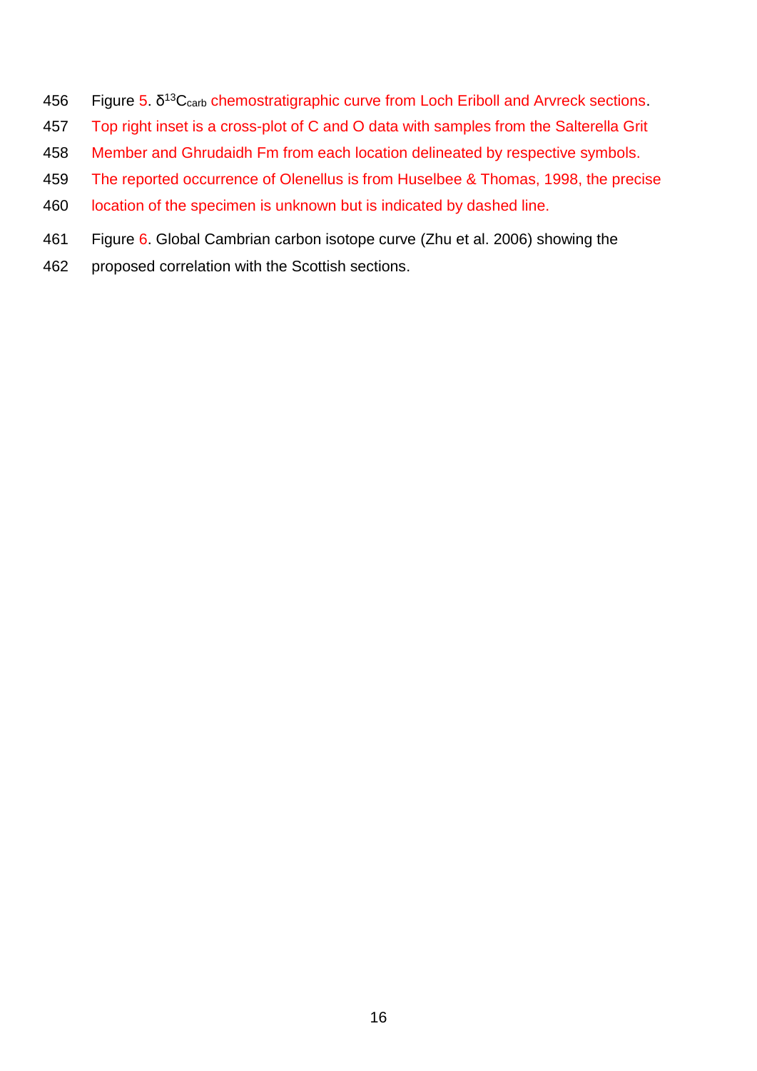456 Figure 5. $\delta^{13}C_{carb}$ chemostratigraphic curve from Loch Eriboll and Arvreck sections.
457 Top right inset is a cross-plot of C and O data with samples from the Salterella Grit
458 Member and Ghrudaidh Fm from each location delineated by respective symbols.
459 The reported occurrence of Olenellus is from Huselbee & Thomas, 1998, the precise
460 location of the specimen is unknown but is indicated by dashed line.

461 Figure 6. Global Cambrian carbon isotope curve (Zhu et al. 2006) showing the
462 proposed correlation with the Scottish sections.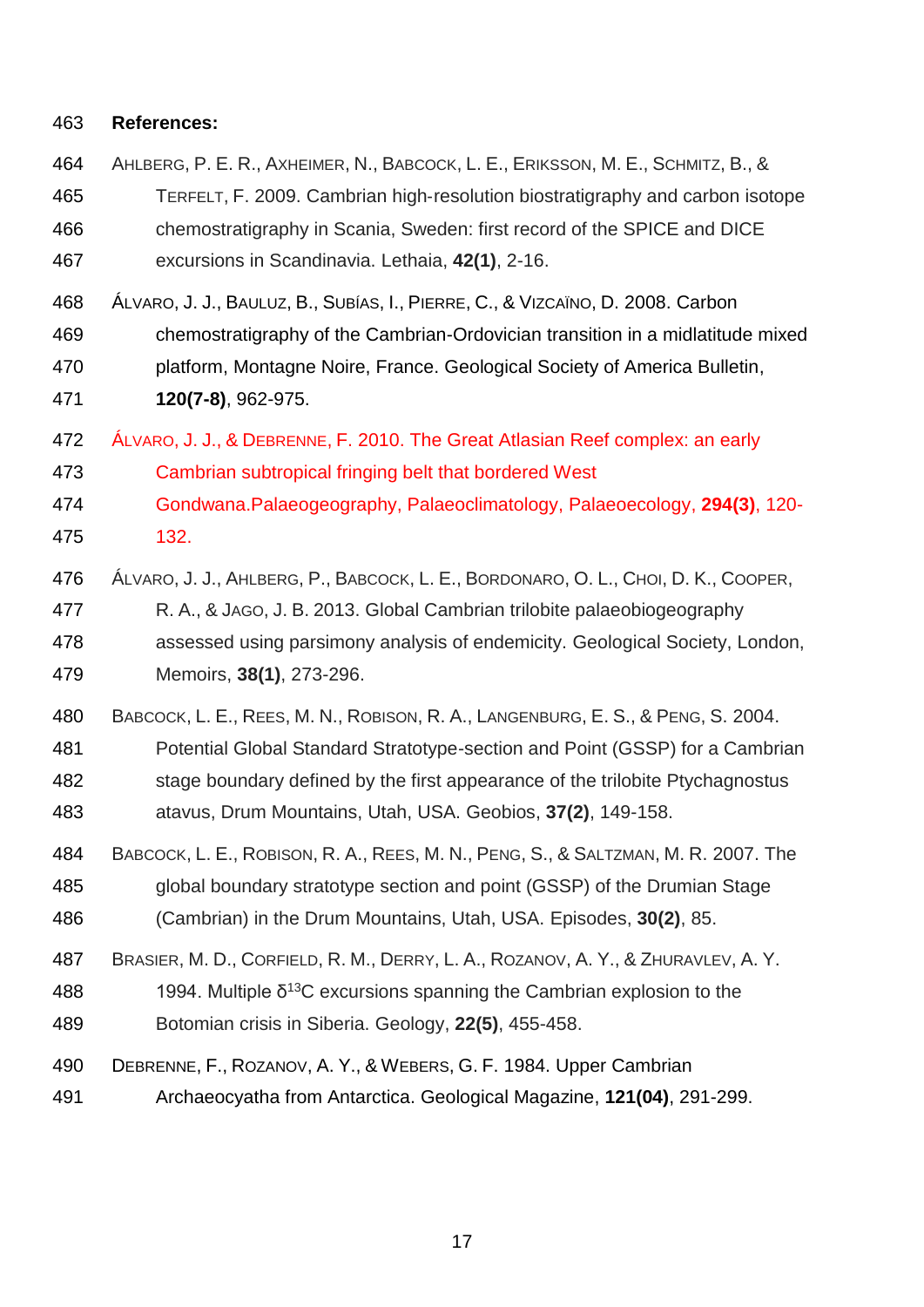**References:**

ÁHLBERG, P. E. R., AXHEIMER, N., BABCOCK, L. E., ERIKSSON, M. E., SCHMITZ, B., & TERFELT, F. 2009. Cambrian high-resolution biostratigraphy and carbon isotope chemostratigraphy in Scania, Sweden: first record of the SPICE and DICE excursions in Scandinavia. Lethaia, **42(1)**, 2-16.

ÁLVARO, J. J., BAULUZ, B., SUBÍAS, I., PIERRE, C., & VIZCAÏNO, D. 2008. Carbon chemostratigraphy of the Cambrian-Ordovician transition in a midlatitude mixed platform, Montagne Noire, France. Geological Society of America Bulletin, **120(7-8)**, 962-975.

ÁLVARO, J. J., & DEBRENNE, F. 2010. The Great Atlasian Reef complex: an early Cambrian subtropical fringing belt that bordered West Gondwana.Palaeogeography, Palaeoclimatology, Palaeoecology, **294(3)**, 120-132.

ÁLVARO, J. J., AHLBERG, P., BABCOCK, L. E., BORDONARO, O. L., CHOI, D. K., COOPER, R. A., & JAGO, J. B. 2013. Global Cambrian trilobite palaeobiogeography assessed using parsimony analysis of endemicity. Geological Society, London, Memoirs, **38(1)**, 273-296.

BABCOCK, L. E., REES, M. N., ROBISON, R. A., LANGENBURG, E. S., & PENG, S. 2004. Potential Global Standard Stratotype-section and Point (GSSP) for a Cambrian stage boundary defined by the first appearance of the trilobite Ptychagnostus atavus, Drum Mountains, Utah, USA. Geobios, **37(2)**, 149-158.

BABCOCK, L. E., ROBISON, R. A., REES, M. N., PENG, S., & SALTZMAN, M. R. 2007. The global boundary stratotype section and point (GSSP) of the Drumian Stage (Cambrian) in the Drum Mountains, Utah, USA. Episodes, **30(2)**, 85.

BRASIER, M. D., CORFIELD, R. M., DERRY, L. A., ROZANOV, A. Y., & ZHURAVLEV, A. Y. 1994. Multiple $\delta^{13}$C excursions spanning the Cambrian explosion to the Botomian crisis in Siberia. Geology, **22(5)**, 455-458.

DEBRENNE, F., ROZANOV, A. Y., & WEBERS, G. F. 1984. Upper Cambrian Archaeocyatha from Antarctica. Geological Magazine, **121(04)**, 291-299.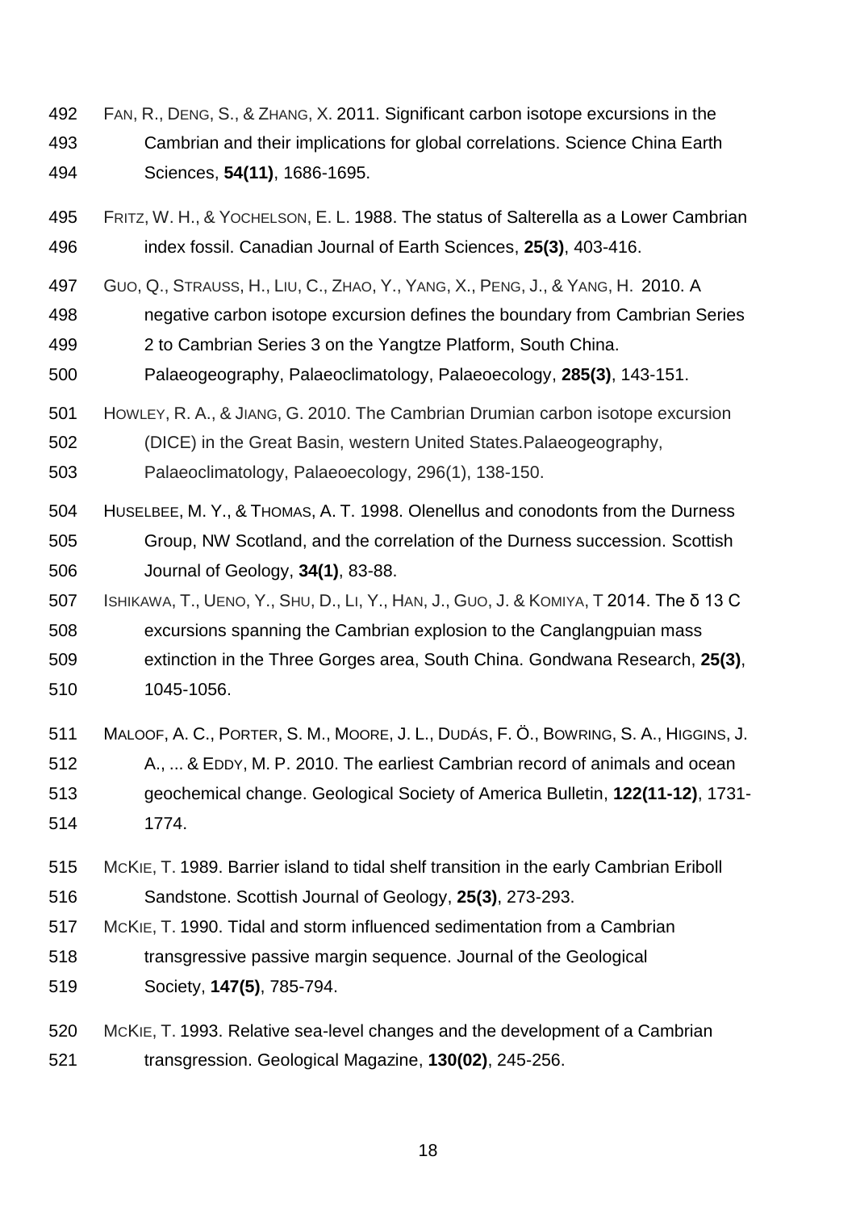FAN, R., DENG, S., & ZHANG, X. 2011. Significant carbon isotope excursions in the Cambrian and their implications for global correlations. Science China Earth Sciences, **54(11)**, 1686-1695.

FRITZ, W. H., & YOCHELSON, E. L. 1988. The status of Salterella as a Lower Cambrian index fossil. Canadian Journal of Earth Sciences, **25(3)**, 403-416.

GUO, Q., STRAUSS, H., LIU, C., ZHAO, Y., YANG, X., PENG, J., & YANG, H. 2010. A negative carbon isotope excursion defines the boundary from Cambrian Series 2 to Cambrian Series 3 on the Yangtze Platform, South China. Palaeogeography, Palaeoclimatology, Palaeoecology, **285(3)**, 143-151.

HOWLEY, R. A., & JIANG, G. 2010. The Cambrian Drumian carbon isotope excursion (DICE) in the Great Basin, western United States.Palaeogeography, Palaeoclimatology, Palaeoecology, 296(1), 138-150.

HUSELBEE, M. Y., & THOMAS, A. T. 1998. Olenellus and conodonts from the Durness Group, NW Scotland, and the correlation of the Durness succession. Scottish Journal of Geology, **34(1)**, 83-88.

ISHIKAWA, T., UENO, Y., SHU, D., LI, Y., HAN, J., GUO, J. & KOMIYA, T 2014. The δ 13 C excursions spanning the Cambrian explosion to the Canglangpuian mass extinction in the Three Gorges area, South China. Gondwana Research, **25(3)**, 1045-1056.

MALOOF, A. C., PORTER, S. M., MOORE, J. L., DUDÁS, F. Ö., BOWRING, S. A., HIGGINS, J. A., ... & EDDY, M. P. 2010. The earliest Cambrian record of animals and ocean geochemical change. Geological Society of America Bulletin, **122(11-12)**, 1731-1774.

MCKIE, T. 1989. Barrier island to tidal shelf transition in the early Cambrian Eriboll Sandstone. Scottish Journal of Geology, **25(3)**, 273-293.

MCKIE, T. 1990. Tidal and storm influenced sedimentation from a Cambrian transgressive passive margin sequence. Journal of the Geological Society, **147(5)**, 785-794.

MCKIE, T. 1993. Relative sea-level changes and the development of a Cambrian transgression. Geological Magazine, **130(02)**, 245-256.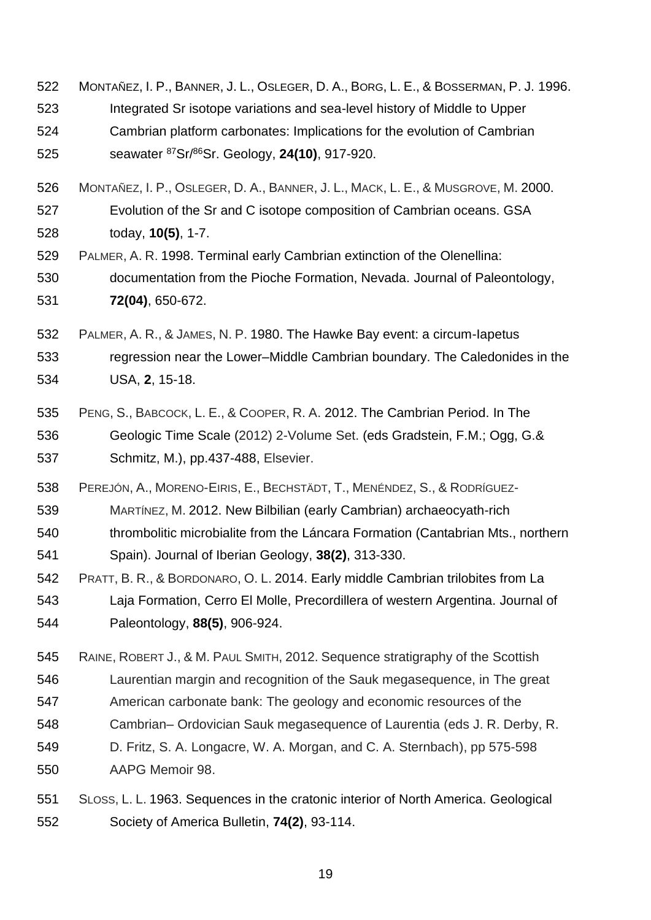MONTAÑEZ, I. P., BANNER, J. L., OSLEGER, D. A., BORG, L. E., & BOSSERMAN, P. J. 1996. Integrated Sr isotope variations and sea-level history of Middle to Upper Cambrian platform carbonates: Implications for the evolution of Cambrian seawater $^{87}Sr/^{86}Sr$. Geology, **24(10)**, 917-920.

MONTAÑEZ, I. P., OSLEGER, D. A., BANNER, J. L., MACK, L. E., & MUSGROVE, M. 2000. Evolution of the Sr and C isotope composition of Cambrian oceans. GSA today, **10(5)**, 1-7.

PALMER, A. R. 1998. Terminal early Cambrian extinction of the Olenellina: documentation from the Pioche Formation, Nevada. Journal of Paleontology, **72(04)**, 650-672.

PALMER, A. R., & JAMES, N. P. 1980. The Hawke Bay event: a circum-Iapetus regression near the Lower–Middle Cambrian boundary. The Caledonides in the USA, **2**, 15-18.

PENG, S., BABCOCK, L. E., & COOPER, R. A. 2012. The Cambrian Period. In The Geologic Time Scale (2012) 2-Volume Set. (eds Gradstein, F.M.; Ogg, G.& Schmitz, M.), pp.437-488, Elsevier.

PEREJÓN, A., MORENO-EIRIS, E., BECHSTÄDT, T., MENÉNDEZ, S., & RODRÍGUEZ-MARTÍNEZ, M. 2012. New Bilbilian (early Cambrian) archaeocyath-rich thrombolitic microbialite from the Láncara Formation (Cantabrian Mts., northern Spain). Journal of Iberian Geology, **38(2)**, 313-330.

PRATT, B. R., & BORDONARO, O. L. 2014. Early middle Cambrian trilobites from La Laja Formation, Cerro El Molle, Precordillera of western Argentina. Journal of Paleontology, **88(5)**, 906-924.

RAINE, ROBERT J., & M. PAUL SMITH, 2012. Sequence stratigraphy of the Scottish Laurentian margin and recognition of the Sauk megasequence, in The great American carbonate bank: The geology and economic resources of the Cambrian– Ordovician Sauk megasequence of Laurentia (eds J. R. Derby, R. D. Fritz, S. A. Longacre, W. A. Morgan, and C. A. Sternbach), pp 575-598 AAPG Memoir 98.

SLOSS, L. L. 1963. Sequences in the cratonic interior of North America. Geological Society of America Bulletin, **74(2)**, 93-114.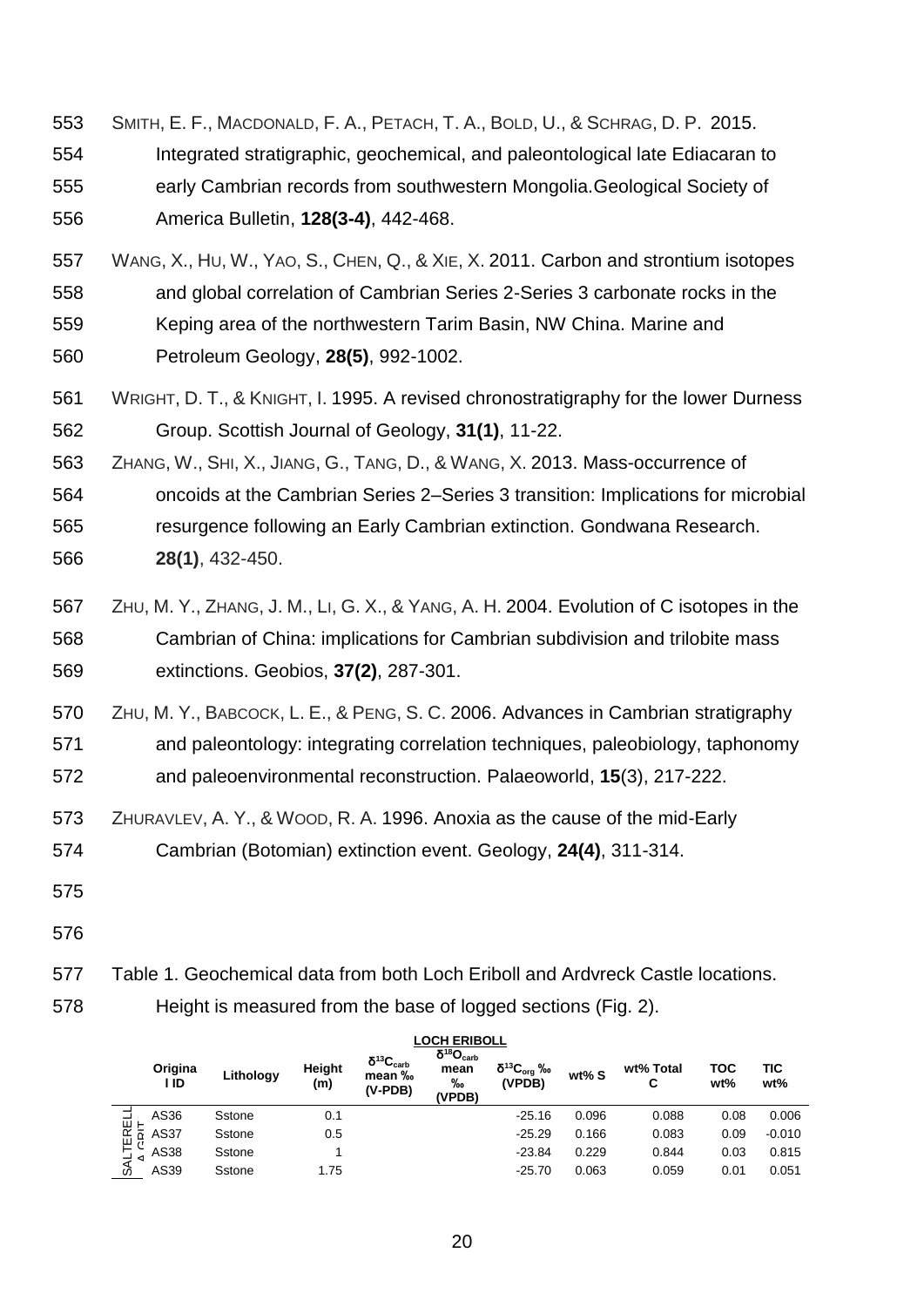SMITH, E. F., MACDONALD, F. A., PETACH, T. A., BOLD, U., & SCHRAG, D. P. 2015. Integrated stratigraphic, geochemical, and paleontological late Ediacaran to early Cambrian records from southwestern Mongolia.Geological Society of America Bulletin, **128(3-4)**, 442-468.

WANG, X., HU, W., YAO, S., CHEN, Q., & XIE, X. 2011. Carbon and strontium isotopes and global correlation of Cambrian Series 2-Series 3 carbonate rocks in the Keping area of the northwestern Tarim Basin, NW China. Marine and Petroleum Geology, **28(5)**, 992-1002.

WRIGHT, D. T., & KNIGHT, I. 1995. A revised chronostratigraphy for the lower Durness Group. Scottish Journal of Geology, **31(1)**, 11-22.

ZHANG, W., SHI, X., JIANG, G., TANG, D., & WANG, X. 2013. Mass-occurrence of oncoids at the Cambrian Series 2–Series 3 transition: Implications for microbial resurgence following an Early Cambrian extinction. Gondwana Research. **28(1)**, 432-450.

ZHU, M. Y., ZHANG, J. M., LI, G. X., & YANG, A. H. 2004. Evolution of C isotopes in the Cambrian of China: implications for Cambrian subdivision and trilobite mass extinctions. Geobios, **37(2)**, 287-301.

ZHU, M. Y., BABCOCK, L. E., & PENG, S. C. 2006. Advances in Cambrian stratigraphy and paleontology: integrating correlation techniques, paleobiology, taphonomy and paleoenvironmental reconstruction. Palaeoworld, **15**(3), 217-222.

ZHURAVLEV, A. Y., & WOOD, R. A. 1996. Anoxia as the cause of the mid-Early Cambrian (Botomian) extinction event. Geology, **24(4)**, 311-314.

Table 1. Geochemical data from both Loch Eriboll and Ardvreck Castle locations. Height is measured from the base of logged sections (Fig. 2).

**LOCH ERIBOLL**

| | Original ID | Lithology | Height (m) | $\delta^{13}C_{carb}$ mean ‰ (V-PDB) | $\delta^{18}O_{carb}$ mean ‰ (VPDB) | $\delta^{13}C_{org}$ ‰ (VPDB) | wt% S | wt% Total C | TOC wt% | TIC wt% |
|---|---|---|---|---|---|---|---|---|---|---|
| SALTERELLA GRIT | AS36 | Sstone | 0.1 | | | -25.16 | 0.096 | 0.088 | 0.08 | 0.006 |
| | AS37 | Sstone | 0.5 | | | -25.29 | 0.166 | 0.083 | 0.09 | -0.010 |
| | AS38 | Sstone | 1 | | | -23.84 | 0.229 | 0.844 | 0.03 | 0.815 |
| | AS39 | Sstone | 1.75 | | | -25.70 | 0.063 | 0.059 | 0.01 | 0.051 |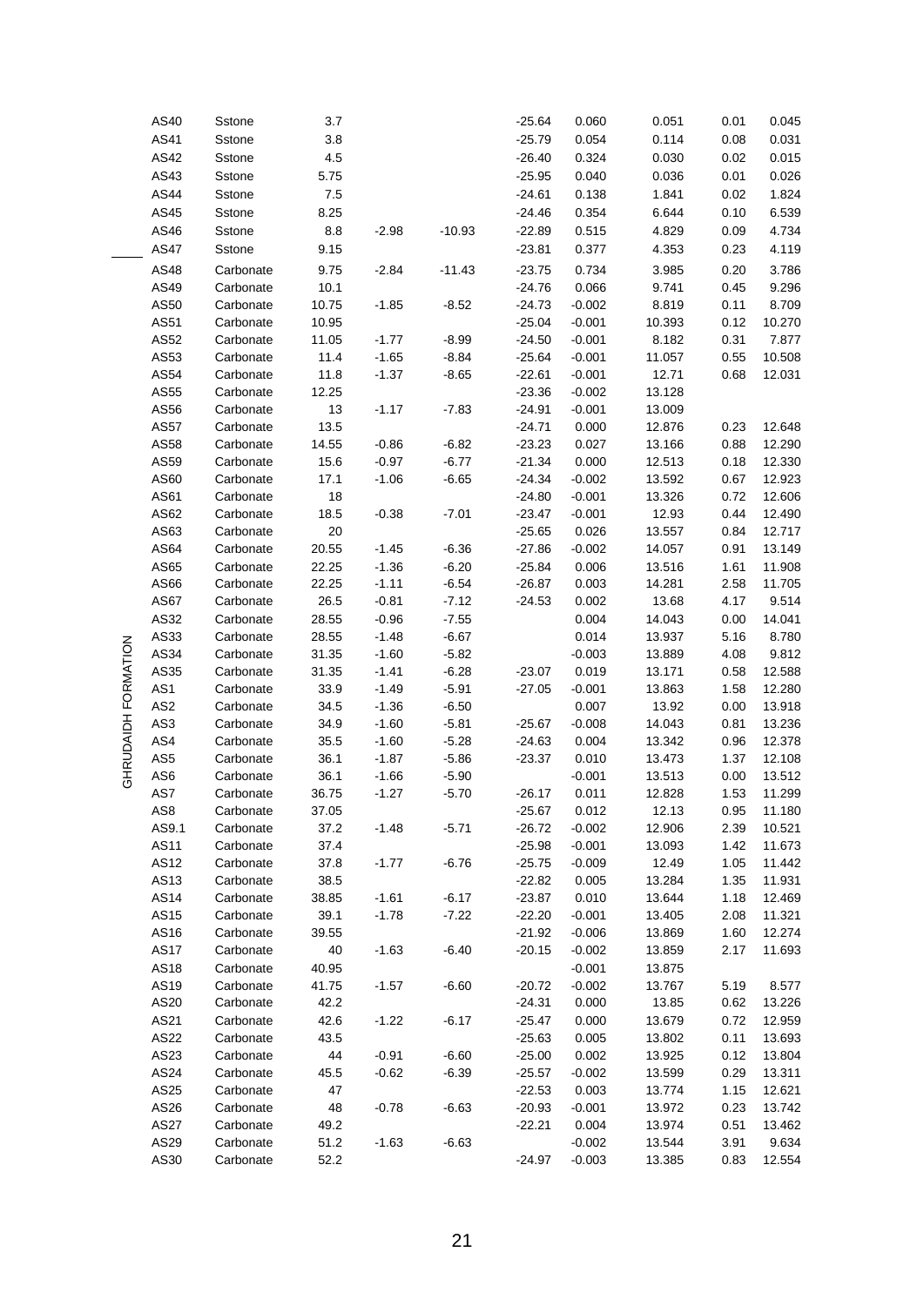| | | | | | | | | | | |
|---|---|---|---|---|---|---|---|---|---|---|
| | AS40 | Sstone | 3.7 | | | -25.64 | 0.060 | 0.051 | 0.01 | 0.045 |
| | AS41 | Sstone | 3.8 | | | -25.79 | 0.054 | 0.114 | 0.08 | 0.031 |
| | AS42 | Sstone | 4.5 | | | -26.40 | 0.324 | 0.030 | 0.02 | 0.015 |
| | AS43 | Sstone | 5.75 | | | -25.95 | 0.040 | 0.036 | 0.01 | 0.026 |
| | AS44 | Sstone | 7.5 | | | -24.61 | 0.138 | 1.841 | 0.02 | 1.824 |
| | AS45 | Sstone | 8.25 | | | -24.46 | 0.354 | 6.644 | 0.10 | 6.539 |
| | AS46 | Sstone | 8.8 | -2.98 | -10.93 | -22.89 | 0.515 | 4.829 | 0.09 | 4.734 |
| | AS47 | Sstone | 9.15 | | | -23.81 | 0.377 | 4.353 | 0.23 | 4.119 |
| GHRUDAIDH FORMATION | AS48 | Carbonate | 9.75 | -2.84 | -11.43 | -23.75 | 0.734 | 3.985 | 0.20 | 3.786 |
| | AS49 | Carbonate | 10.1 | | | -24.76 | 0.066 | 9.741 | 0.45 | 9.296 |
| | AS50 | Carbonate | 10.75 | -1.85 | -8.52 | -24.73 | -0.002 | 8.819 | 0.11 | 8.709 |
| | AS51 | Carbonate | 10.95 | | | -25.04 | -0.001 | 10.393 | 0.12 | 10.270 |
| | AS52 | Carbonate | 11.05 | -1.77 | -8.99 | -24.50 | -0.001 | 8.182 | 0.31 | 7.877 |
| | AS53 | Carbonate | 11.4 | -1.65 | -8.84 | -25.64 | -0.001 | 11.057 | 0.55 | 10.508 |
| | AS54 | Carbonate | 11.8 | -1.37 | -8.65 | -22.61 | -0.001 | 12.71 | 0.68 | 12.031 |
| | AS55 | Carbonate | 12.25 | | | -23.36 | -0.002 | 13.128 | | |
| | AS56 | Carbonate | 13 | -1.17 | -7.83 | -24.91 | -0.001 | 13.009 | | |
| | AS57 | Carbonate | 13.5 | | | -24.71 | 0.000 | 12.876 | 0.23 | 12.648 |
| | AS58 | Carbonate | 14.55 | -0.86 | -6.82 | -23.23 | 0.027 | 13.166 | 0.88 | 12.290 |
| | AS59 | Carbonate | 15.6 | -0.97 | -6.77 | -21.34 | 0.000 | 12.513 | 0.18 | 12.330 |
| | AS60 | Carbonate | 17.1 | -1.06 | -6.65 | -24.34 | -0.002 | 13.592 | 0.67 | 12.923 |
| | AS61 | Carbonate | 18 | | | -24.80 | -0.001 | 13.326 | 0.72 | 12.606 |
| | AS62 | Carbonate | 18.5 | -0.38 | -7.01 | -23.47 | -0.001 | 12.93 | 0.44 | 12.490 |
| | AS63 | Carbonate | 20 | | | -25.65 | 0.026 | 13.557 | 0.84 | 12.717 |
| | AS64 | Carbonate | 20.55 | -1.45 | -6.36 | -27.86 | -0.002 | 14.057 | 0.91 | 13.149 |
| | AS65 | Carbonate | 22.25 | -1.36 | -6.20 | -25.84 | 0.006 | 13.516 | 1.61 | 11.908 |
| | AS66 | Carbonate | 22.25 | -1.11 | -6.54 | -26.87 | 0.003 | 14.281 | 2.58 | 11.705 |
| | AS67 | Carbonate | 26.5 | -0.81 | -7.12 | -24.53 | 0.002 | 13.68 | 4.17 | 9.514 |
| | AS32 | Carbonate | 28.55 | -0.96 | -7.55 | | 0.004 | 14.043 | 0.00 | 14.041 |
| | AS33 | Carbonate | 28.55 | -1.48 | -6.67 | | 0.014 | 13.937 | 5.16 | 8.780 |
| | AS34 | Carbonate | 31.35 | -1.60 | -5.82 | | -0.003 | 13.889 | 4.08 | 9.812 |
| | AS35 | Carbonate | 31.35 | -1.41 | -6.28 | -23.07 | 0.019 | 13.171 | 0.58 | 12.588 |
| | AS1 | Carbonate | 33.9 | -1.49 | -5.91 | -27.05 | -0.001 | 13.863 | 1.58 | 12.280 |
| | AS2 | Carbonate | 34.5 | -1.36 | -6.50 | | 0.007 | 13.92 | 0.00 | 13.918 |
| | AS3 | Carbonate | 34.9 | -1.60 | -5.81 | -25.67 | -0.008 | 14.043 | 0.81 | 13.236 |
| | AS4 | Carbonate | 35.5 | -1.60 | -5.28 | -24.63 | 0.004 | 13.342 | 0.96 | 12.378 |
| | AS5 | Carbonate | 36.1 | -1.87 | -5.86 | -23.37 | 0.010 | 13.473 | 1.37 | 12.108 |
| | AS6 | Carbonate | 36.1 | -1.66 | -5.90 | | -0.001 | 13.513 | 0.00 | 13.512 |
| | AS7 | Carbonate | 36.75 | -1.27 | -5.70 | -26.17 | 0.011 | 12.828 | 1.53 | 11.299 |
| | AS8 | Carbonate | 37.05 | | | -25.67 | 0.012 | 12.13 | 0.95 | 11.180 |
| | AS9.1 | Carbonate | 37.2 | -1.48 | -5.71 | -26.72 | -0.002 | 12.906 | 2.39 | 10.521 |
| | AS11 | Carbonate | 37.4 | | | -25.98 | -0.001 | 13.093 | 1.42 | 11.673 |
| | AS12 | Carbonate | 37.8 | -1.77 | -6.76 | -25.75 | -0.009 | 12.49 | 1.05 | 11.442 |
| | AS13 | Carbonate | 38.5 | | | -22.82 | 0.005 | 13.284 | 1.35 | 11.931 |
| | AS14 | Carbonate | 38.85 | -1.61 | -6.17 | -23.87 | 0.010 | 13.644 | 1.18 | 12.469 |
| | AS15 | Carbonate | 39.1 | -1.78 | -7.22 | -22.20 | -0.001 | 13.405 | 2.08 | 11.321 |
| | AS16 | Carbonate | 39.55 | | | -21.92 | -0.006 | 13.869 | 1.60 | 12.274 |
| | AS17 | Carbonate | 40 | -1.63 | -6.40 | -20.15 | -0.002 | 13.859 | 2.17 | 11.693 |
| | AS18 | Carbonate | 40.95 | | | | -0.001 | 13.875 | | |
| | AS19 | Carbonate | 41.75 | -1.57 | -6.60 | -20.72 | -0.002 | 13.767 | 5.19 | 8.577 |
| | AS20 | Carbonate | 42.2 | | | -24.31 | 0.000 | 13.85 | 0.62 | 13.226 |
| | AS21 | Carbonate | 42.6 | -1.22 | -6.17 | -25.47 | 0.000 | 13.679 | 0.72 | 12.959 |
| | AS22 | Carbonate | 43.5 | | | -25.63 | 0.005 | 13.802 | 0.11 | 13.693 |
| | AS23 | Carbonate | 44 | -0.91 | -6.60 | -25.00 | 0.002 | 13.925 | 0.12 | 13.804 |
| | AS24 | Carbonate | 45.5 | -0.62 | -6.39 | -25.57 | -0.002 | 13.599 | 0.29 | 13.311 |
| | AS25 | Carbonate | 47 | | | -22.53 | 0.003 | 13.774 | 1.15 | 12.621 |
| | AS26 | Carbonate | 48 | -0.78 | -6.63 | -20.93 | -0.001 | 13.972 | 0.23 | 13.742 |
| | AS27 | Carbonate | 49.2 | | | -22.21 | 0.004 | 13.974 | 0.51 | 13.462 |
| | AS29 | Carbonate | 51.2 | -1.63 | -6.63 | | -0.002 | 13.544 | 3.91 | 9.634 |
| | AS30 | Carbonate | 52.2 | | | -24.97 | -0.003 | 13.385 | 0.83 | 12.554 |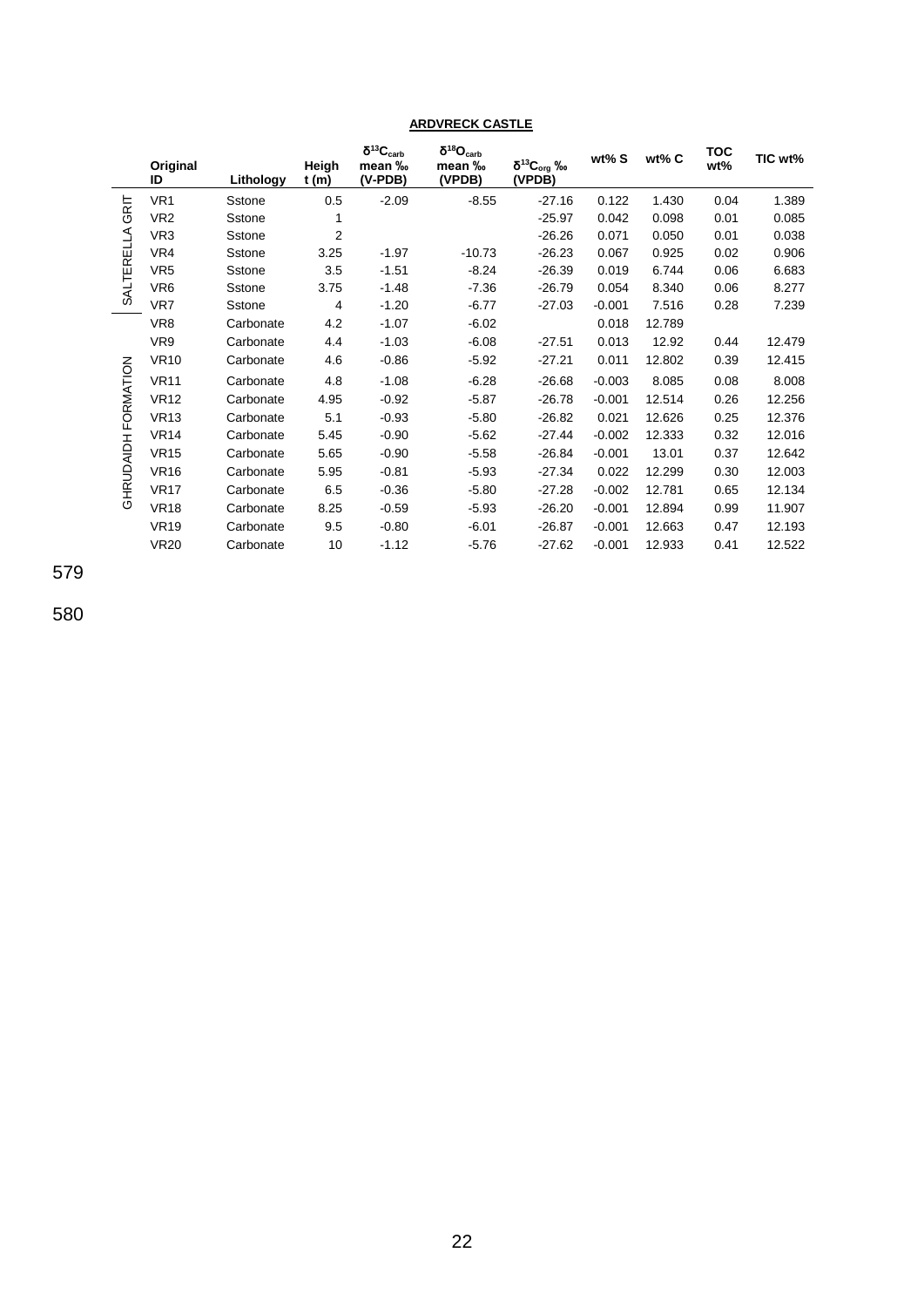**ARDVRECK CASTLE**

| | Original ID | Lithology | Height (m) | $\delta^{13}C_{carb}$ mean ‰ (V-PDB) | $\delta^{18}O_{carb}$ mean ‰ (VPDB) | $\delta^{13}C_{org}$ ‰ (VPDB) | wt% S | wt% C | TOC wt% | TIC wt% |
|---|---|---|---|---|---|---|---|---|---|---|
| SALTERELLA GRIT | VR1 | Sstone | 0.5 | -2.09 | -8.55 | -27.16 | 0.122 | 1.430 | 0.04 | 1.389 |
| | VR2 | Sstone | 1 | | | -25.97 | 0.042 | 0.098 | 0.01 | 0.085 |
| | VR3 | Sstone | 2 | | | -26.26 | 0.071 | 0.050 | 0.01 | 0.038 |
| | VR4 | Sstone | 3.25 | -1.97 | -10.73 | -26.23 | 0.067 | 0.925 | 0.02 | 0.906 |
| | VR5 | Sstone | 3.5 | -1.51 | -8.24 | -26.39 | 0.019 | 6.744 | 0.06 | 6.683 |
| | VR6 | Sstone | 3.75 | -1.48 | -7.36 | -26.79 | 0.054 | 8.340 | 0.06 | 8.277 |
| | VR7 | Sstone | 4 | -1.20 | -6.77 | -27.03 | -0.001 | 7.516 | 0.28 | 7.239 |
| GHRUDAIDH FORMATION | VR8 | Carbonate | 4.2 | -1.07 | -6.02 | | 0.018 | 12.789 | | |
| | VR9 | Carbonate | 4.4 | -1.03 | -6.08 | -27.51 | 0.013 | 12.92 | 0.44 | 12.479 |
| | VR10 | Carbonate | 4.6 | -0.86 | -5.92 | -27.21 | 0.011 | 12.802 | 0.39 | 12.415 |
| | VR11 | Carbonate | 4.8 | -1.08 | -6.28 | -26.68 | -0.003 | 8.085 | 0.08 | 8.008 |
| | VR12 | Carbonate | 4.95 | -0.92 | -5.87 | -26.78 | -0.001 | 12.514 | 0.26 | 12.256 |
| | VR13 | Carbonate | 5.1 | -0.93 | -5.80 | -26.82 | 0.021 | 12.626 | 0.25 | 12.376 |
| | VR14 | Carbonate | 5.45 | -0.90 | -5.62 | -27.44 | -0.002 | 12.333 | 0.32 | 12.016 |
| | VR15 | Carbonate | 5.65 | -0.90 | -5.58 | -26.84 | -0.001 | 13.01 | 0.37 | 12.642 |
| | VR16 | Carbonate | 5.95 | -0.81 | -5.93 | -27.34 | 0.022 | 12.299 | 0.30 | 12.003 |
| | VR17 | Carbonate | 6.5 | -0.36 | -5.80 | -27.28 | -0.002 | 12.781 | 0.65 | 12.134 |
| | VR18 | Carbonate | 8.25 | -0.59 | -5.93 | -26.20 | -0.001 | 12.894 | 0.99 | 11.907 |
| | VR19 | Carbonate | 9.5 | -0.80 | -6.01 | -26.87 | -0.001 | 12.663 | 0.47 | 12.193 |
| | VR20 | Carbonate | 10 | -1.12 | -5.76 | -27.62 | -0.001 | 12.933 | 0.41 | 12.522 |